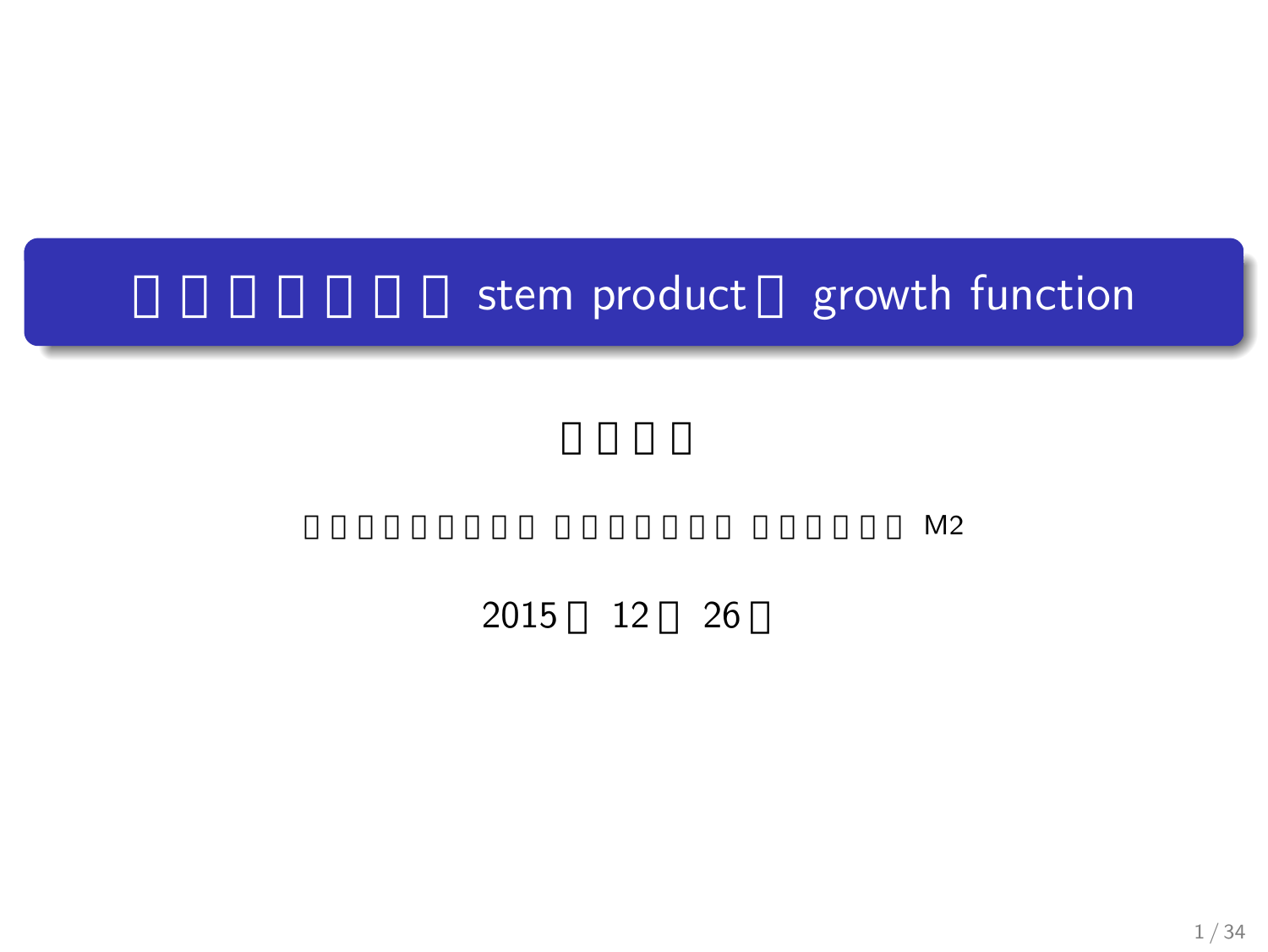# □□□□□□□ stem product□ growth function

□□□□

□□□□□□□□□ □□□□□□□ □□□□□□ M2

2015□ 12□ 26□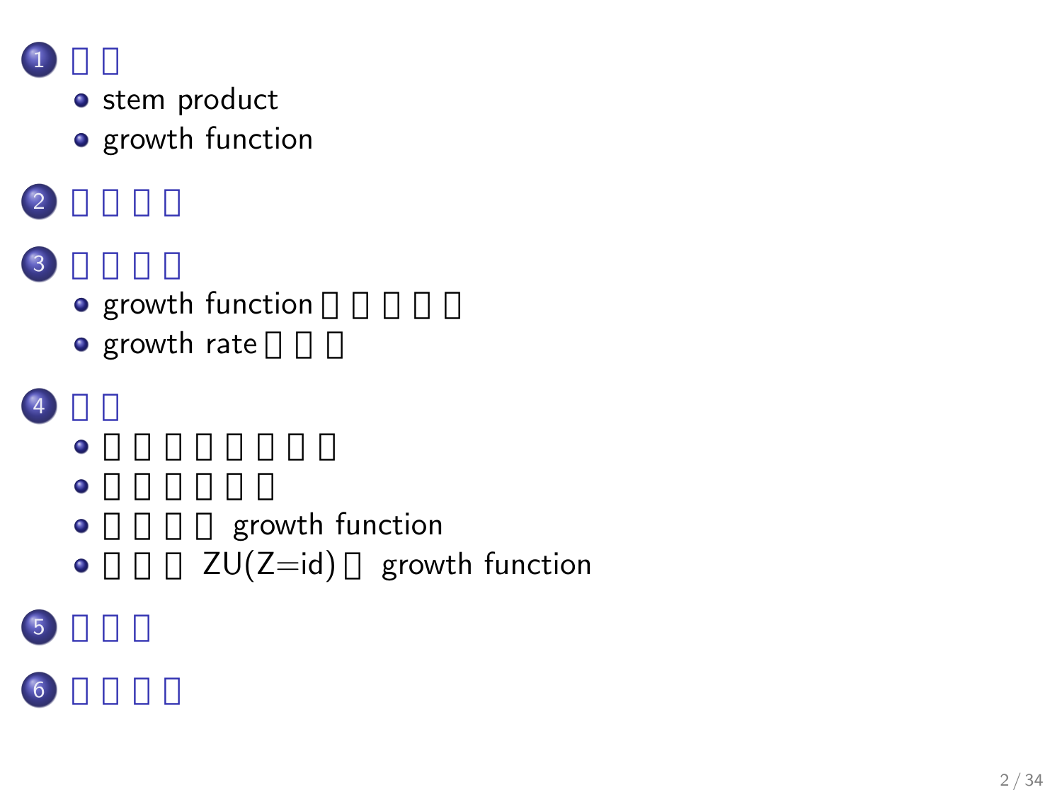1. □□
   - stem product
   - growth function
2. □□□□
3. □□□□
   - growth function□□□□□
   - growth rate□□□
4. □□
   - □□□□□□□□
   - □□□□□□
   - □□□□ growth function
   - □□□ ZU(Z=id)□ growth function
5. □□□
6. □□□□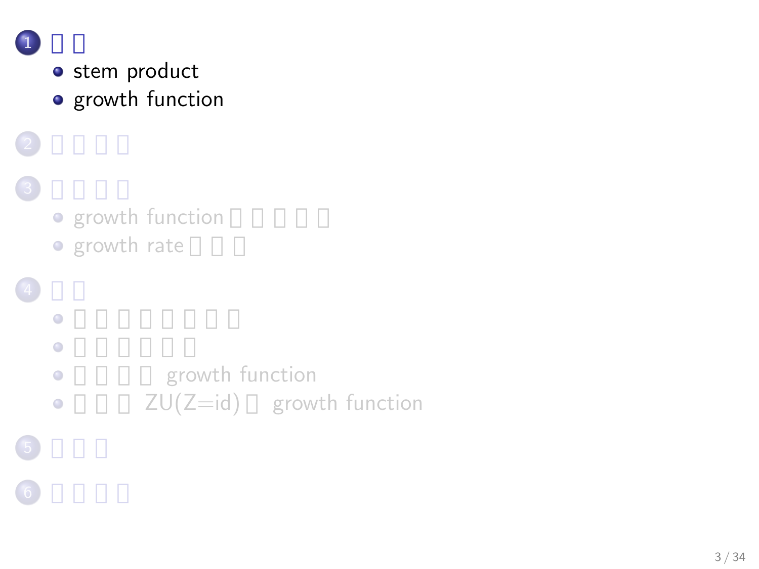1. □□
   - stem product
   - growth function
2. □□□□
3. □□□□
   - growth function □□□□□
   - growth rate □□□
4. □□
   - □□□□□□□□
   - □□□□□□
   - □□□□ growth function
   - □□□ ZU(Z=id)□ growth function
5. □□□
6. □□□□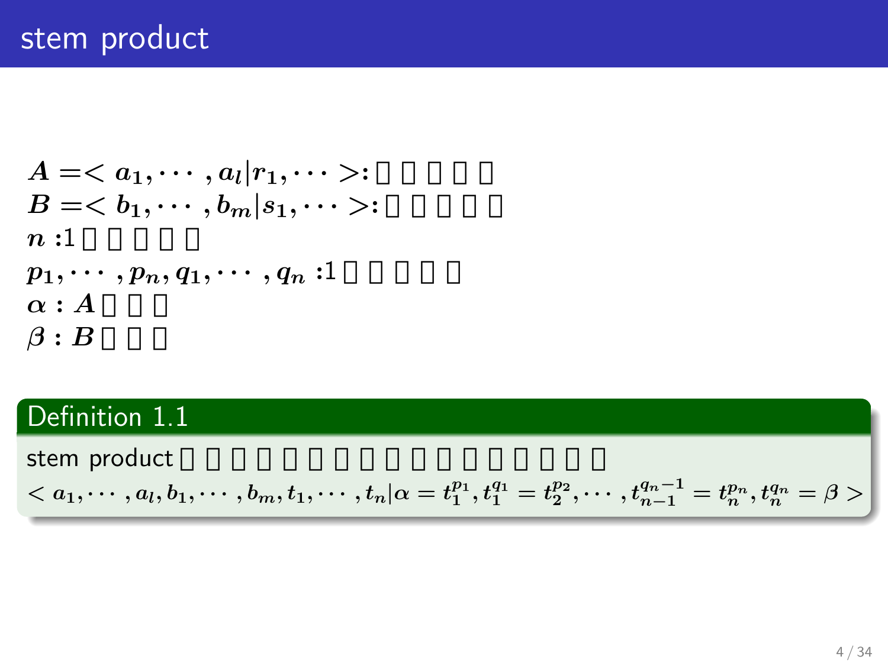# stem product

$A = < a_1, \cdots, a_l | r_1, \cdots >$: □ □ □ □ □
$B = < b_1, \cdots, b_m | s_1, \cdots >$: □ □ □ □ □
$n$ :1 □ □ □ □ □
$p_1, \cdots, p_n, q_1, \cdots, q_n$ :1 □ □ □ □ □
$\alpha$ : $A$ □ □ □
$\beta$ : $B$ □ □ □

**Definition 1.1**

stem product □ □ □ □ □ □ □ □ □ □ □ □ □ □ □ □ □

$$< a_1, \cdots, a_l, b_1, \cdots, b_m, t_1, \cdots, t_n | \alpha = t_1^{p_1}, t_1^{q_1} = t_2^{p_2}, \cdots, t_{n-1}^{q_n - 1} = t_n^{p_n}, t_n^{q_n} = \beta >$$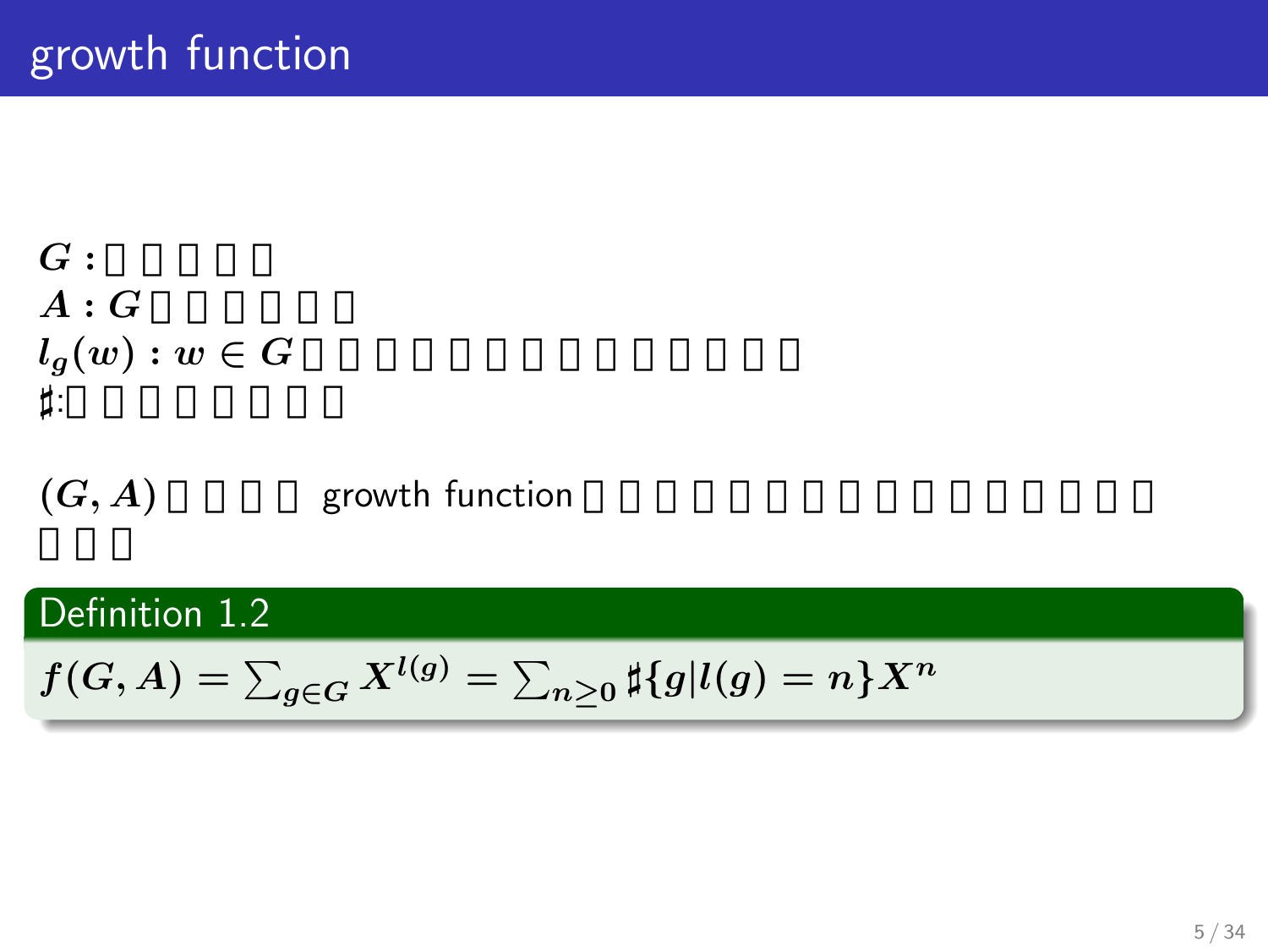# growth function

$G$ : □□□□□
$A$ : $G$ □□□□□□
$l_g(w)$ : $w \in G$ □□□□□□□□□□□□□
$\sharp$:□□□□□□□□

$(G, A)$ □□□□ growth function □□□□□□□□□□□□□□□□
□□□

**Definition 1.2**

$$f(G, A) = \sum_{g \in G} X^{l(g)} = \sum_{n \geq 0} \sharp\{g | l(g) = n\} X^n$$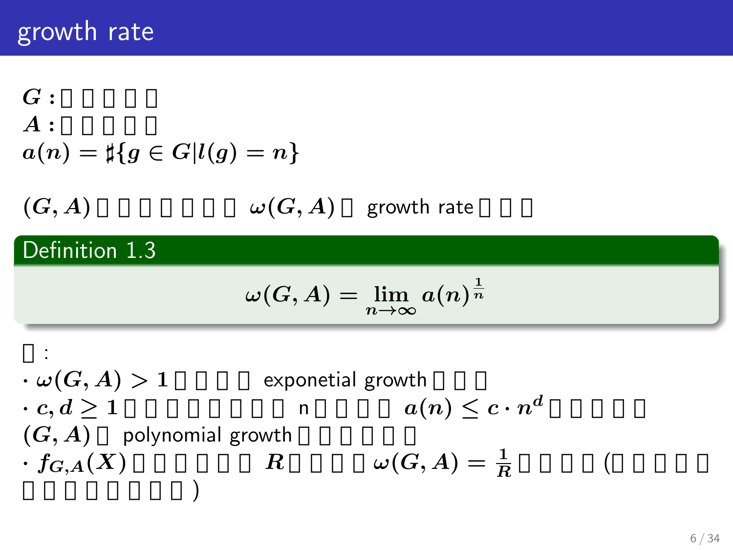## growth rate

$G$ : □□□□□
$A$ : □□□□□
$a(n) = \sharp\{g \in G | l(g) = n\}$

$(G, A)$ □□□□□□□ $\omega(G, A)$ □ growth rate □□□

**Definition 1.3**

$$\omega(G, A) = \lim_{n \to \infty} a(n)^{\frac{1}{n}}$$

□ :

- $\omega(G, A) > 1$ □□□□ exponetial growth □□□
- $c, d \geq 1$ □□□□□□□□ n □□□□ $a(n) \leq c \cdot n^d$ □□□□□ $(G, A)$ □ polynomial growth □□□□□□
- $f_{G,A}(X)$ □□□□□□ $R$ □□□□ $\omega(G, A) = \frac{1}{R}$ □□□□ (□□□□□ □□□□□□□□)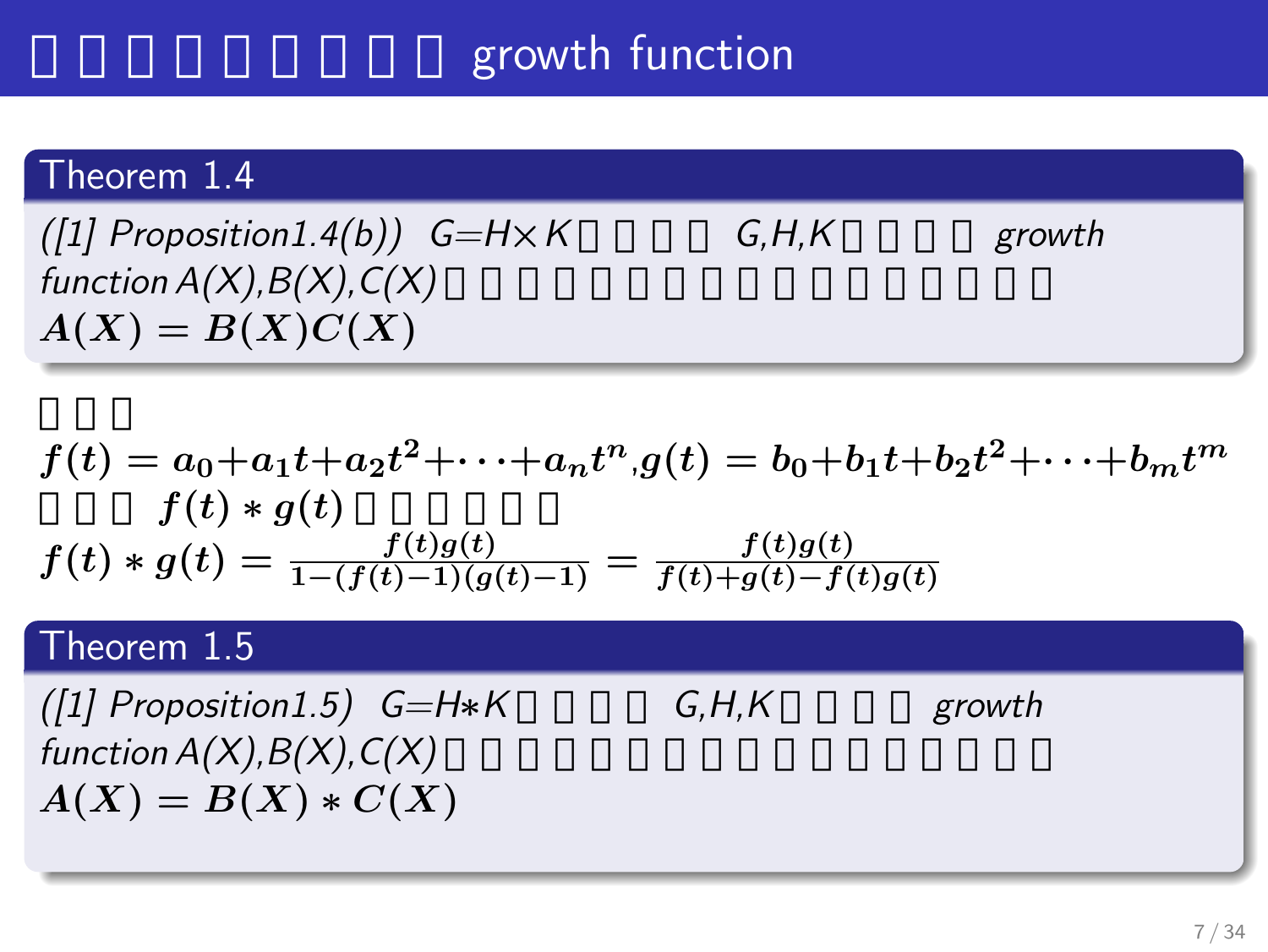# 　　　　　　　　　growth function

## Theorem 1.4

*([1] Proposition1.4(b)) G=H×K　　　　G,H,K　　　　growth function A(X),B(X),C(X)*　　　　　　　　　　　　　　　　　

$$A(X) = B(X)C(X)$$

　　　

$f(t) = a_0+a_1t+a_2t^2+\cdots+a_nt^n, g(t) = b_0+b_1t+b_2t^2+\cdots+b_mt^m$

　　　$f(t) * g(t)$　　　　　　

$$f(t) * g(t) = \frac{f(t)g(t)}{1-(f(t)-1)(g(t)-1)} = \frac{f(t)g(t)}{f(t)+g(t)-f(t)g(t)}$$

## Theorem 1.5

*([1] Proposition1.5) G=H∗K　　　　G,H,K　　　　growth function A(X),B(X),C(X)*　　　　　　　　　　　　　　　　　

$$A(X) = B(X) * C(X)$$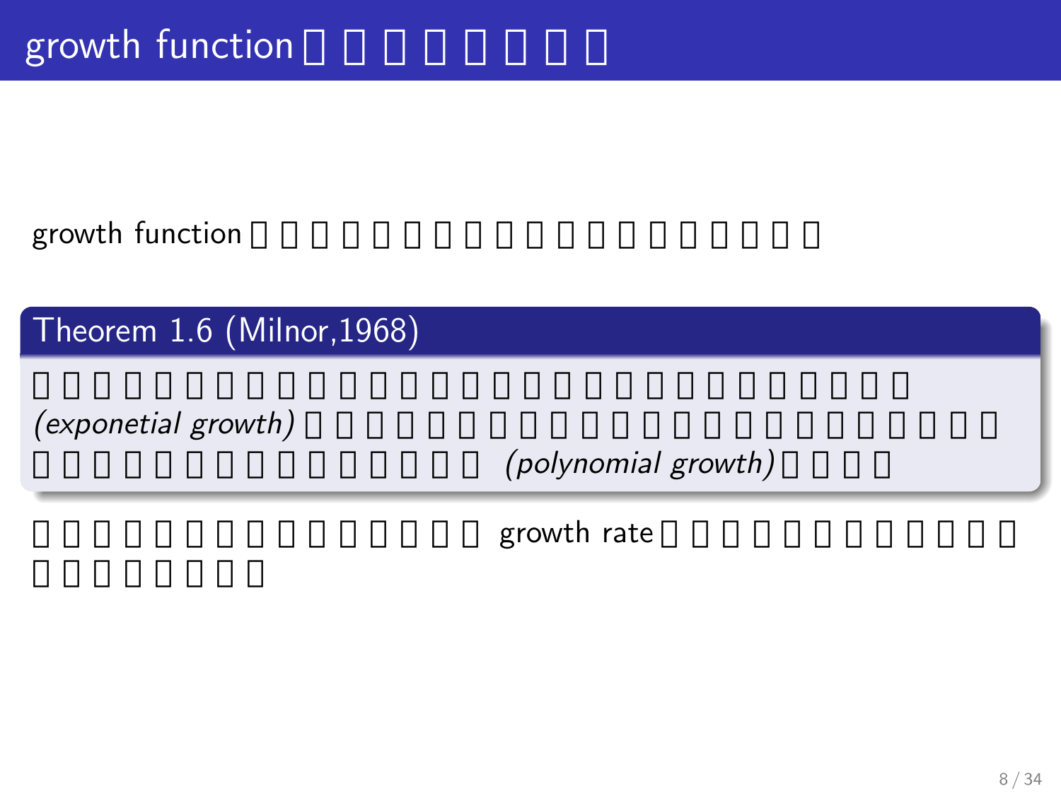# growth function

growth function

**Theorem 1.6 (Milnor,1968)**

*(exponetial growth)*

*(polynomial growth)*

growth rate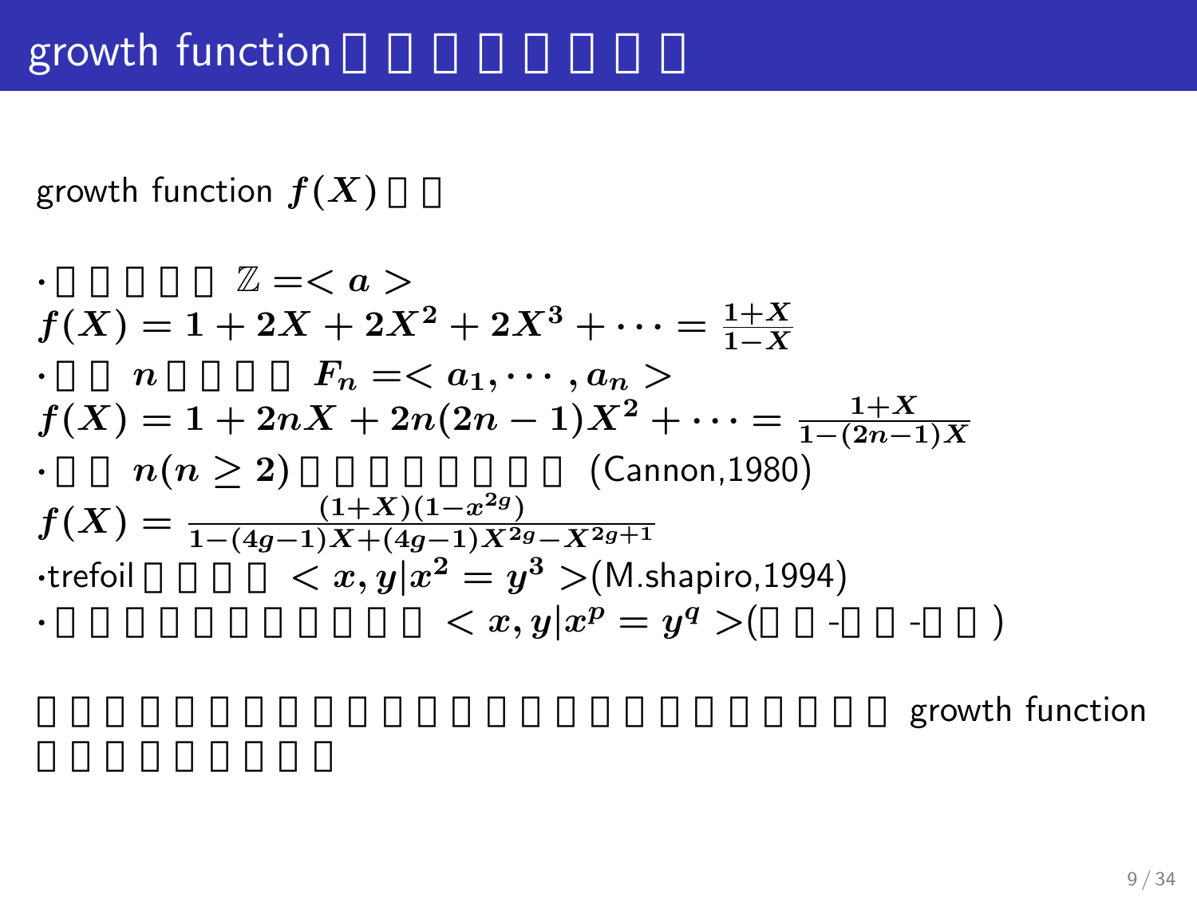## growth function □□□□□□□□

growth function $f(X)$ □□

·□□□□□ $\mathbb{Z} =< a >$
$f(X) = 1 + 2X + 2X^2 + 2X^3 + \cdots = \frac{1+X}{1-X}$
·□□ $n$ □□□□ $F_n =< a_1, \cdots, a_n >$
$f(X) = 1 + 2nX + 2n(2n-1)X^2 + \cdots = \frac{1+X}{1-(2n-1)X}$
·□□ $n(n \geq 2)$ □□□□□□□ (Cannon,1980)
$f(X) = \frac{(1+X)(1-x^{2g})}{1-(4g-1)X+(4g-1)X^{2g}-X^{2g+1}}$
·trefoil □□□□ $< x, y | x^2 = y^3 >$(M.shapiro,1994)
·□□□□□□□□□□□ $< x, y | x^p = y^q >$(□□-□□-□□)

□□□□□□□□□□□□□□□□□□□□□□□□□ growth function □□□□□□□□□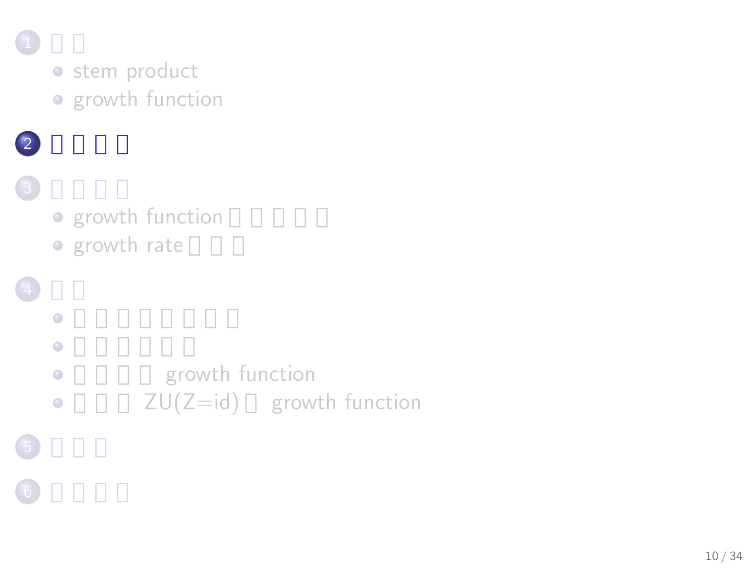1. □□
   - stem product
   - growth function
2. □□□□
3. □□□□
   - growth function □□□□□
   - growth rate □□□
4. □□
   - □□□□□□□□
   - □□□□□□
   - □□□□ growth function
   - □□□ ZU(Z=id)□ growth function
5. □□□
6. □□□□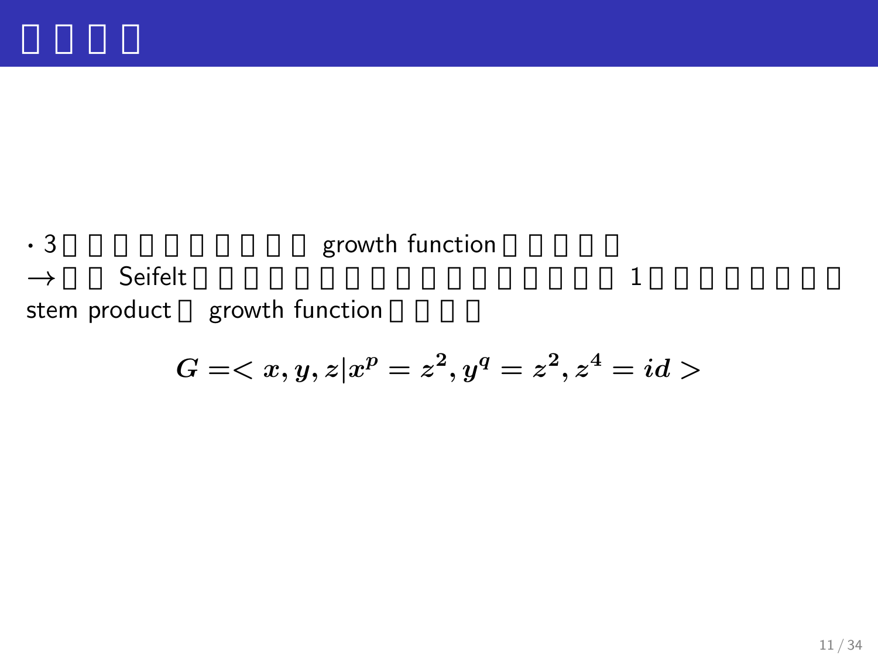# □□□□

· 3□□□□□□□□□□ growth function□□□□□
→□□ Seifelt□□□□□□□□□□□□□□□□□ 1□□□□□□□□
stem product□ growth function□□□□

$$G = < x, y, z | x^p = z^2, y^q = z^2, z^4 = id >$$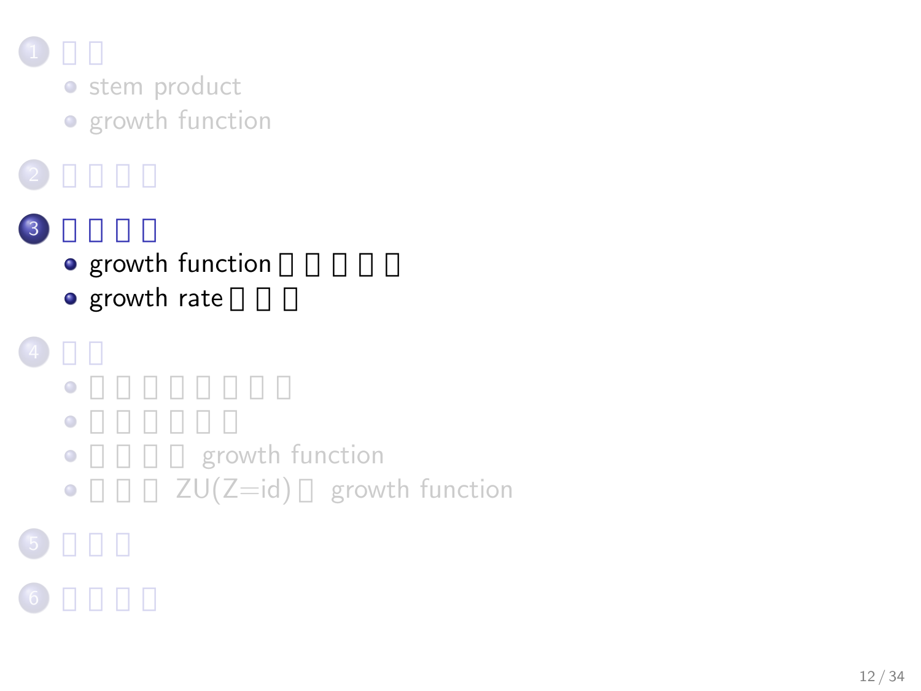1. □□
   - stem product
   - growth function
2. □□□□
3. **□□□□**
   - growth function □□□□□
   - growth rate □□□
4. □□
   - □□□□□□□□
   - □□□□□□
   - □□□□ growth function
   - □□□ ZU(Z=id)□ growth function
5. □□□
6. □□□□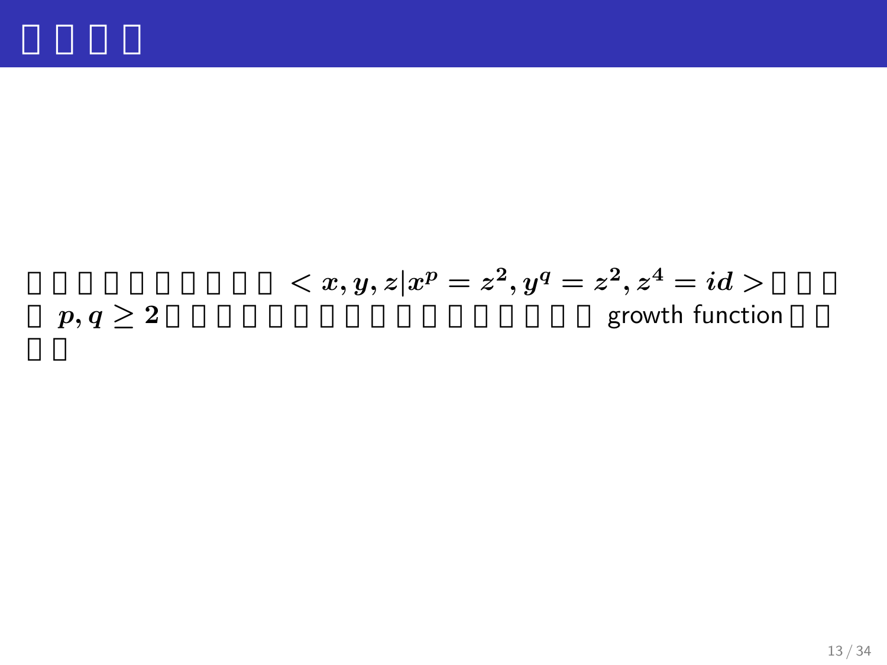# □□□□

□□□□□□□□□□ $< x, y, z | x^p = z^2, y^q = z^2, z^4 = id >$□□□□ $p, q \geq 2$□□□□□□□□□□□□□□□□□ growth function□□□□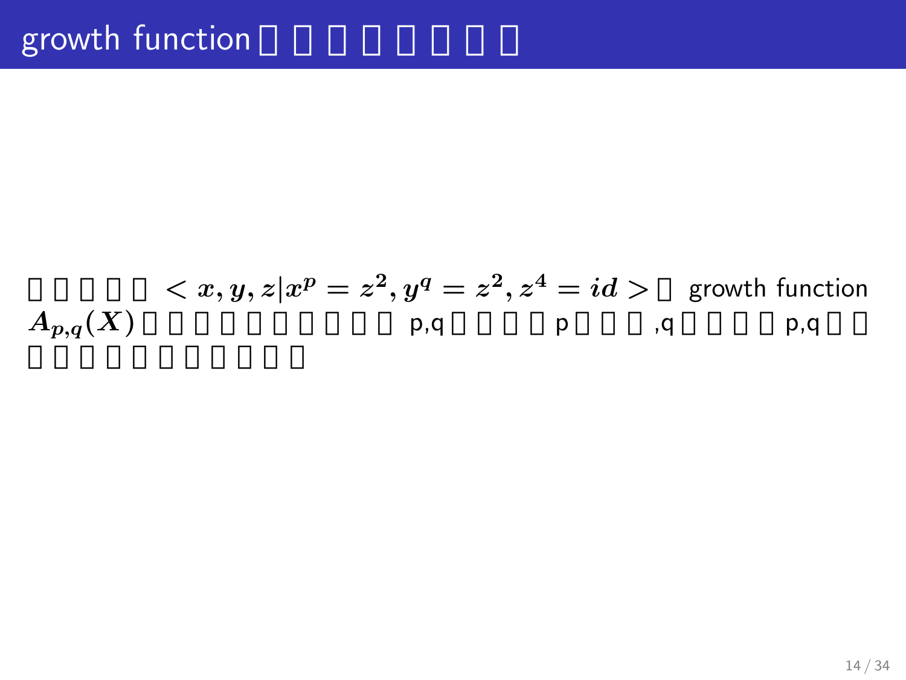# growth function□□□□□□□□

□□□□□ $< x, y, z | x^p = z^2, y^q = z^2, z^4 = id >$□ growth function $A_{p,q}(X)$□□□□□□□□□ p,q□□□p□□□,q□□□□p,q□□□□□□□□□□□□□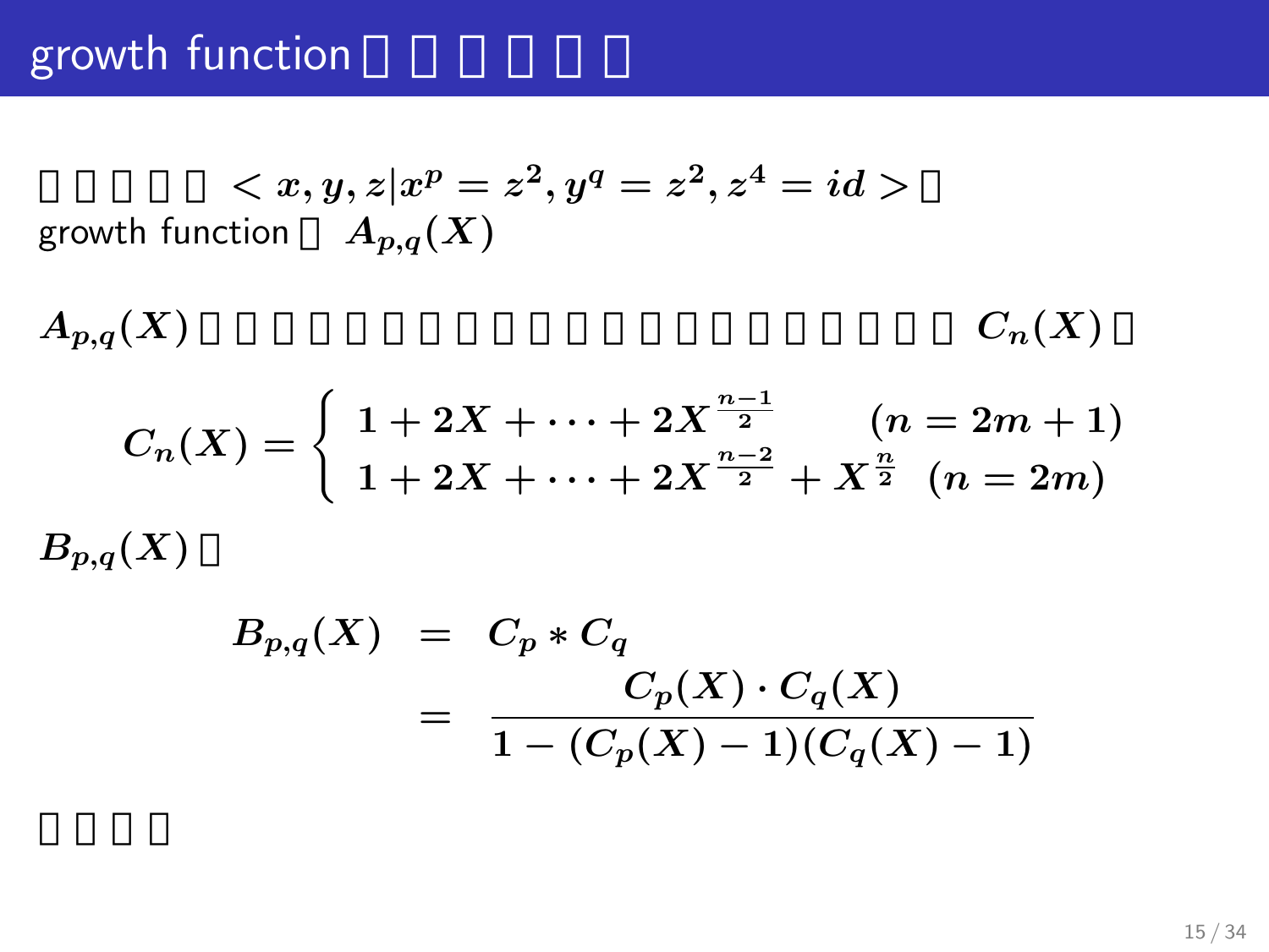# growth function □ □ □ □ □ □

□ □ □ □ □ $< x, y, z | x^p = z^2, y^q = z^2, z^4 = id >$ □
growth function □ $A_{p,q}(X)$

$A_{p,q}(X)$ □ □ □ □ □ □ □ □ □ □ □ □ □ □ □ □ □ □ □ □ □ □ $C_n(X)$ □

$$C_n(X) = \begin{cases} 1 + 2X + \cdots + 2X^{\frac{n-1}{2}} & (n = 2m+1) \\ 1 + 2X + \cdots + 2X^{\frac{n-2}{2}} + X^{\frac{n}{2}} & (n = 2m) \end{cases}$$

$B_{p,q}(X)$ □

$$\begin{aligned} B_{p,q}(X) &= C_p * C_q \\ &= \frac{C_p(X) \cdot C_q(X)}{1 - (C_p(X) - 1)(C_q(X) - 1)} \end{aligned}$$

□ □ □ □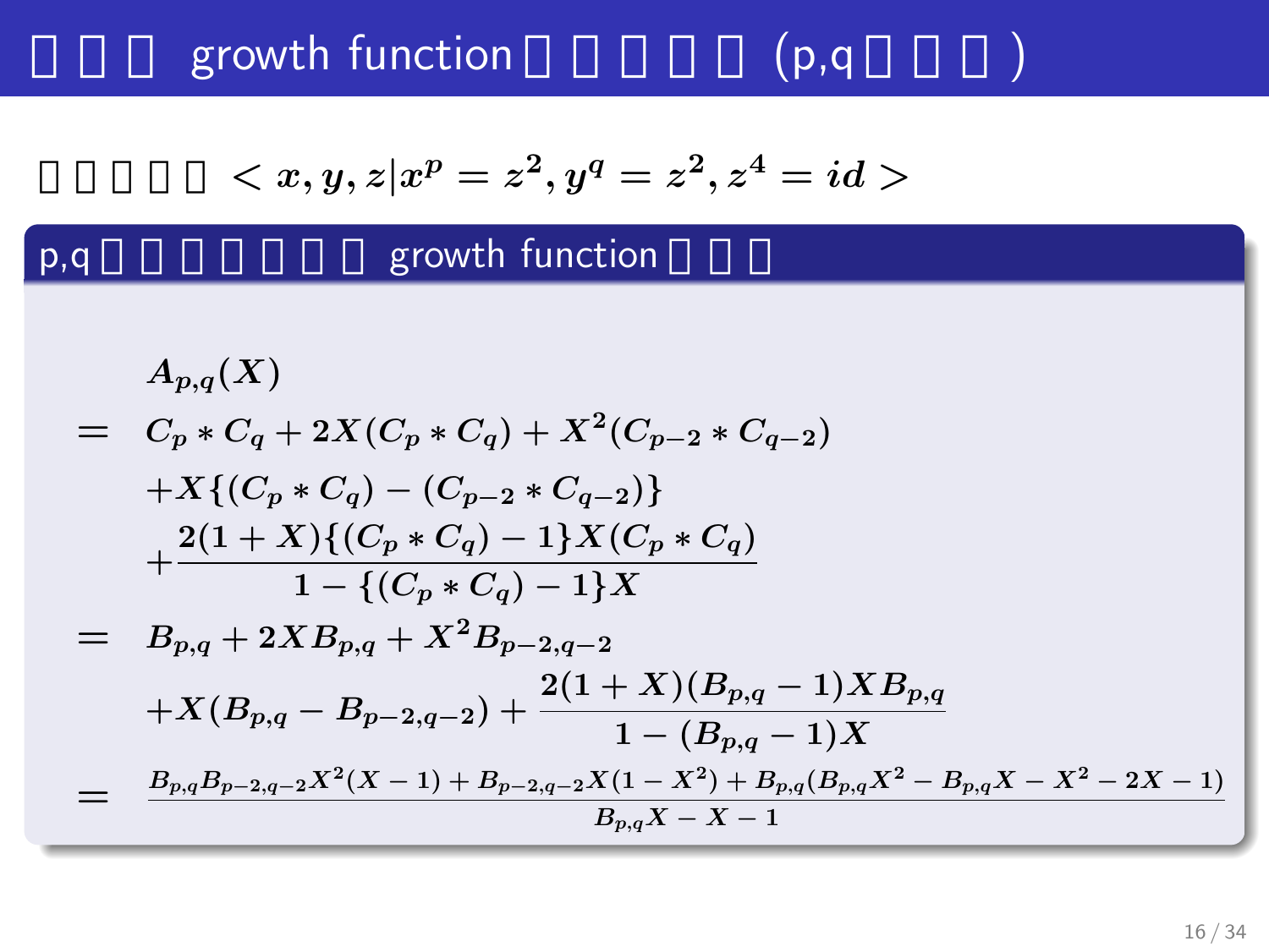# □□□ growth function□□□□□ (p,q□□□)

□□□□□ $< x, y, z | x^p = z^2, y^q = z^2, z^4 = id >$

## p,q□□□□□□□ growth function□□□

$$
\begin{aligned}
& A_{p,q}(X) \\
= \; & C_p * C_q + 2X(C_p * C_q) + X^2(C_{p-2} * C_{q-2}) \\
& + X\{(C_p * C_q) - (C_{p-2} * C_{q-2})\} \\
& + \frac{2(1+X)\{(C_p * C_q) - 1\}X(C_p * C_q)}{1 - \{(C_p * C_q) - 1\}X} \\
= \; & B_{p,q} + 2XB_{p,q} + X^2 B_{p-2,q-2} \\
& + X(B_{p,q} - B_{p-2,q-2}) + \frac{2(1+X)(B_{p,q} - 1)XB_{p,q}}{1 - (B_{p,q} - 1)X} \\
= \; & \frac{B_{p,q}B_{p-2,q-2}X^2(X-1) + B_{p-2,q-2}X(1-X^2) + B_{p,q}(B_{p,q}X^2 - B_{p,q}X - X^2 - 2X - 1)}{B_{p,q}X - X - 1}
\end{aligned}
$$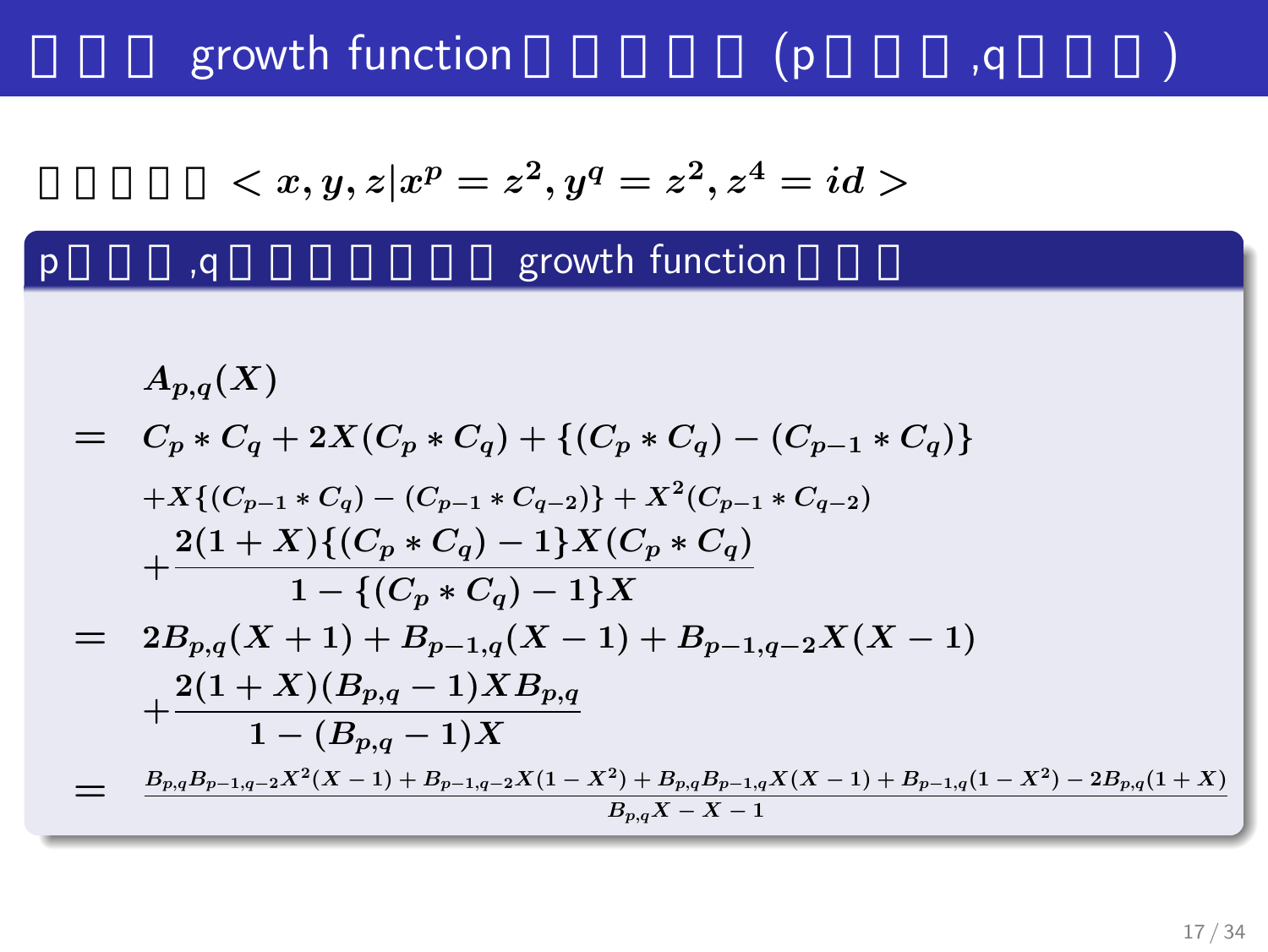# □□□ growth function□□□□□ (p□□□,q□□□)

□□□□□ $< x, y, z | x^p = z^2, y^q = z^2, z^4 = id >$

## p□□□,q□□□□□□□ growth function□□□

$$
\begin{aligned}
& A_{p,q}(X) \\
= \;& C_p * C_q + 2X(C_p * C_q) + \{(C_p * C_q) - (C_{p-1} * C_q)\} \\
& + X\{(C_{p-1} * C_q) - (C_{p-1} * C_{q-2})\} + X^2(C_{p-1} * C_{q-2}) \\
& + \frac{2(1+X)\{(C_p * C_q) - 1\}X(C_p * C_q)}{1 - \{(C_p * C_q) - 1\}X} \\
= \;& 2B_{p,q}(X+1) + B_{p-1,q}(X-1) + B_{p-1,q-2}X(X-1) \\
& + \frac{2(1+X)(B_{p,q} - 1)XB_{p,q}}{1 - (B_{p,q} - 1)X} \\
= \;& \frac{B_{p,q}B_{p-1,q-2}X^2(X-1) + B_{p-1,q-2}X(1-X^2) + B_{p,q}B_{p-1,q}X(X-1) + B_{p-1,q}(1-X^2) - 2B_{p,q}(1+X)}{B_{p,q}X - X - 1}
\end{aligned}
$$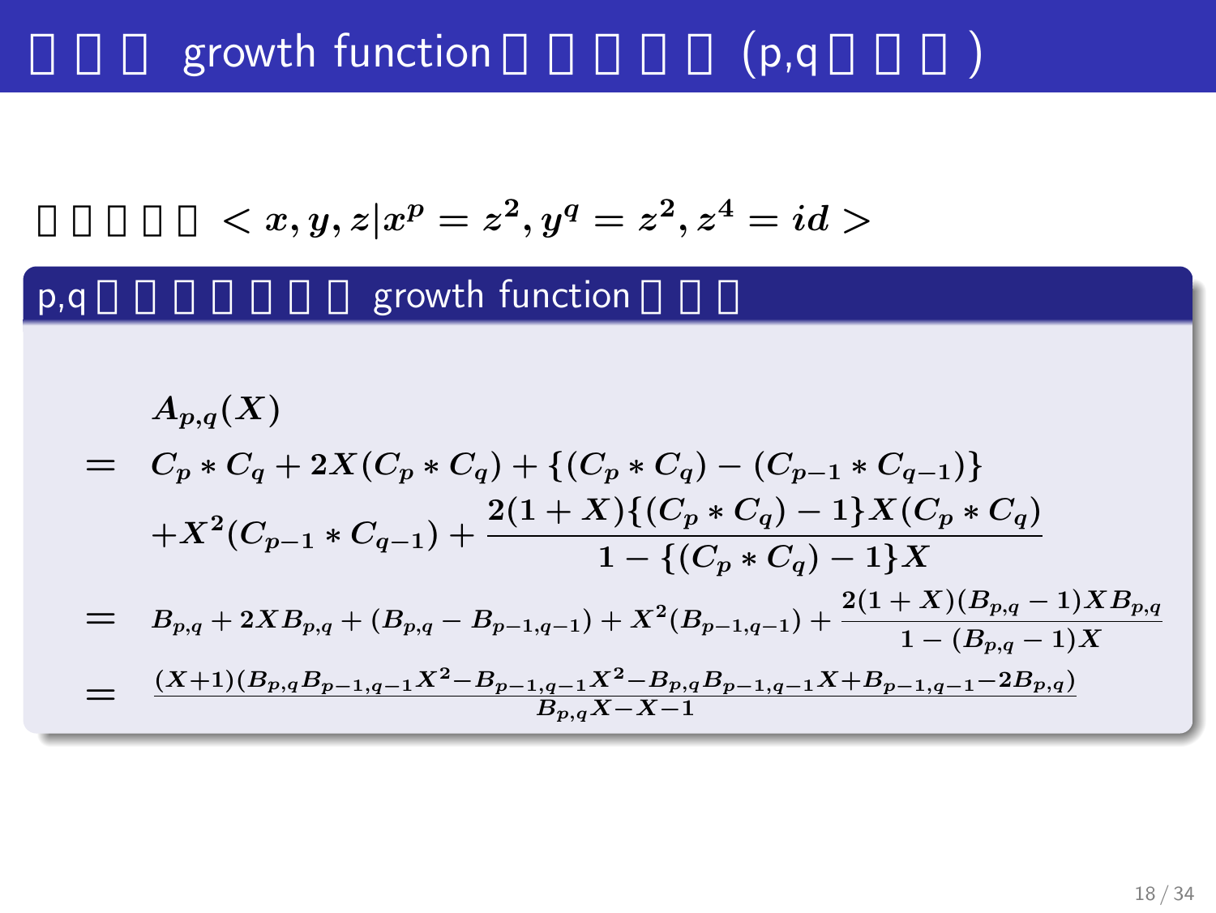# □□□ growth function□□□□□ (p,q□□□)

□□□□□ $< x, y, z | x^p = z^2, y^q = z^2, z^4 = id >$

## p,q□□□□□□□ growth function□□□

$$
\begin{aligned}
& A_{p,q}(X) \\
= \;& C_p * C_q + 2X(C_p * C_q) + \{(C_p * C_q) - (C_{p-1} * C_{q-1})\} \\
& + X^2(C_{p-1} * C_{q-1}) + \frac{2(1+X)\{(C_p * C_q) - 1\}X(C_p * C_q)}{1 - \{(C_p * C_q) - 1\}X} \\
= \;& B_{p,q} + 2XB_{p,q} + (B_{p,q} - B_{p-1,q-1}) + X^2(B_{p-1,q-1}) + \frac{2(1+X)(B_{p,q} - 1)XB_{p,q}}{1 - (B_{p,q} - 1)X} \\
= \;& \frac{(X+1)(B_{p,q}B_{p-1,q-1}X^2 - B_{p-1,q-1}X^2 - B_{p,q}B_{p-1,q-1}X + B_{p-1,q-1} - 2B_{p,q})}{B_{p,q}X - X - 1}
\end{aligned}
$$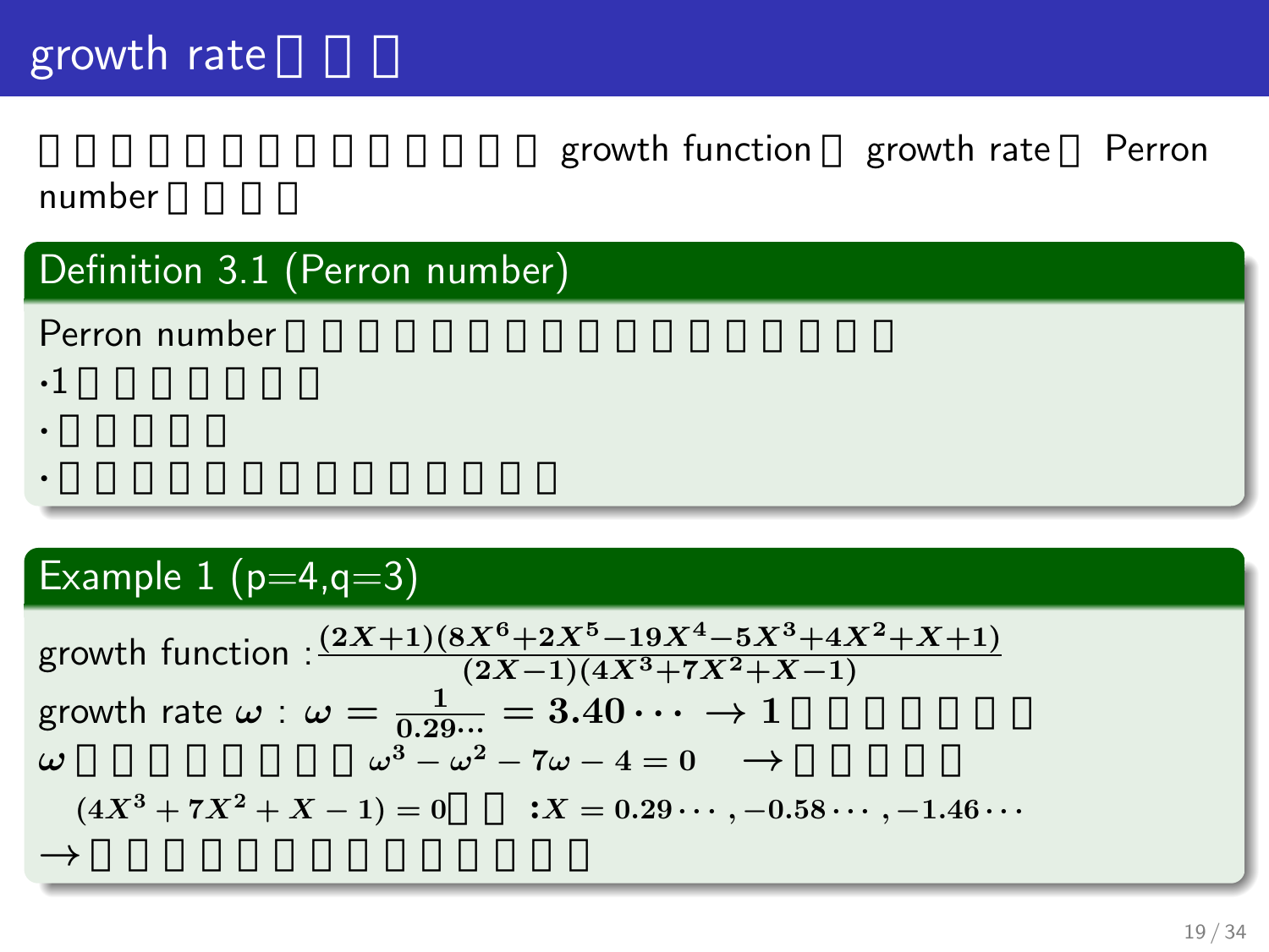# growth rate□□□

□□□□□□□□□□□□□□growth function□growth rate□Perron number□□□□

## Definition 3.1 (Perron number)

Perron number□□□□□□□□□□□□□□□□□

- ·1□□□□□□□
- ·□□□□□
- ·□□□□□□□□□□□□□□

## Example 1 (p=4,q=3)

growth function : $\frac{(2X+1)(8X^6+2X^5-19X^4-5X^3+4X^2+X+1)}{(2X-1)(4X^3+7X^2+X-1)}$

growth rate $\omega$ : $\omega = \frac{1}{0.29\cdots} = 3.40\cdots \rightarrow 1$□□□□□□□

$\omega$□□□□□□□□ $\omega^3 - \omega^2 - 7\omega - 4 = 0 \quad \rightarrow$□□□□□

$(4X^3 + 7X^2 + X - 1) = 0$□□ $: X = 0.29\cdots, -0.58\cdots, -1.46\cdots$

$\rightarrow$□□□□□□□□□□□□□□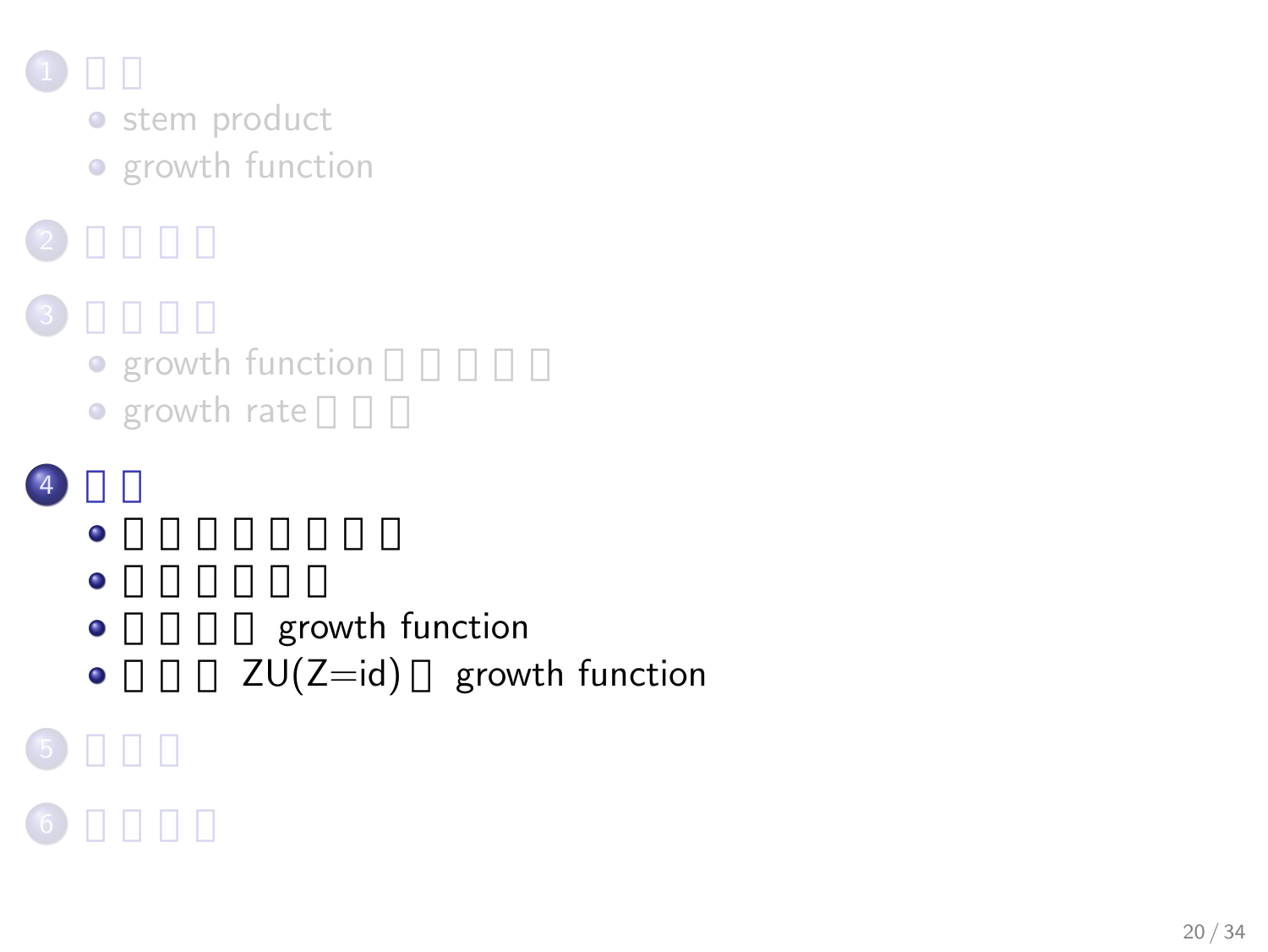1. □□
   - stem product
   - growth function
2. □□□□
3. □□□□
   - growth function □□□□□
   - growth rate □□□
4. □□
   - □□□□□□□□
   - □□□□□□
   - □□□□ growth function
   - □□□ ZU(Z=id)□ growth function
5. □□□
6. □□□□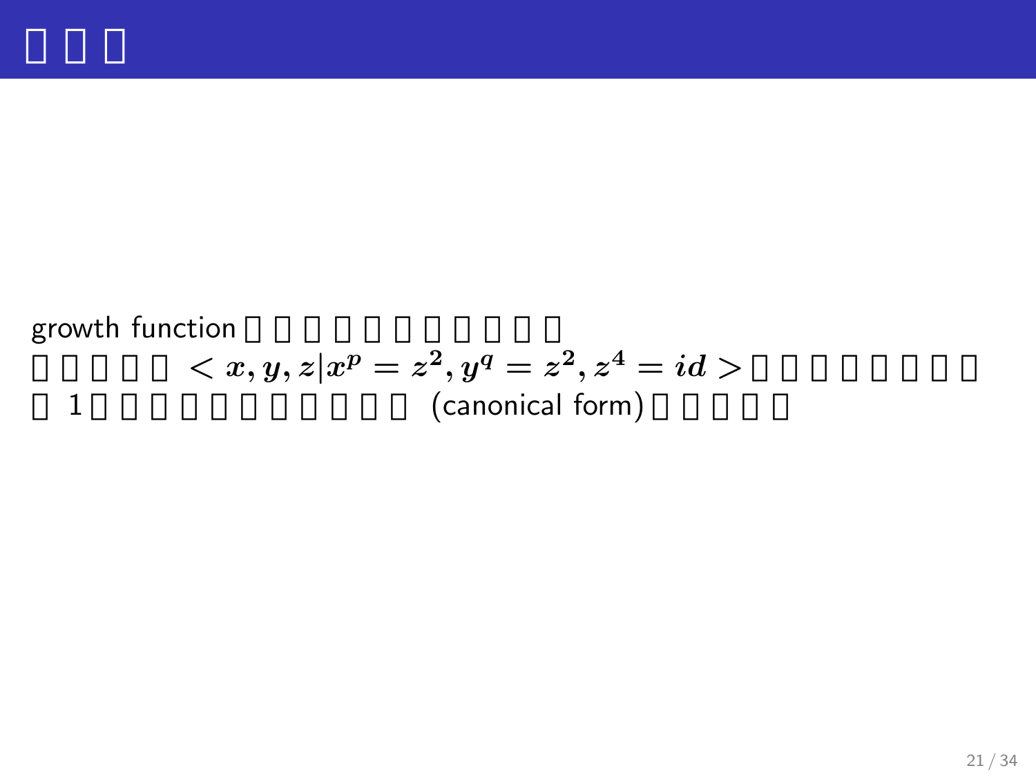# □□□

growth function □□□□□□□□□□□
□□□□□ $< x, y, z | x^p = z^2, y^q = z^2, z^4 = id >$ □□□□□□□□
□ 1 □□□□□□□□□□□ (canonical form) □□□□□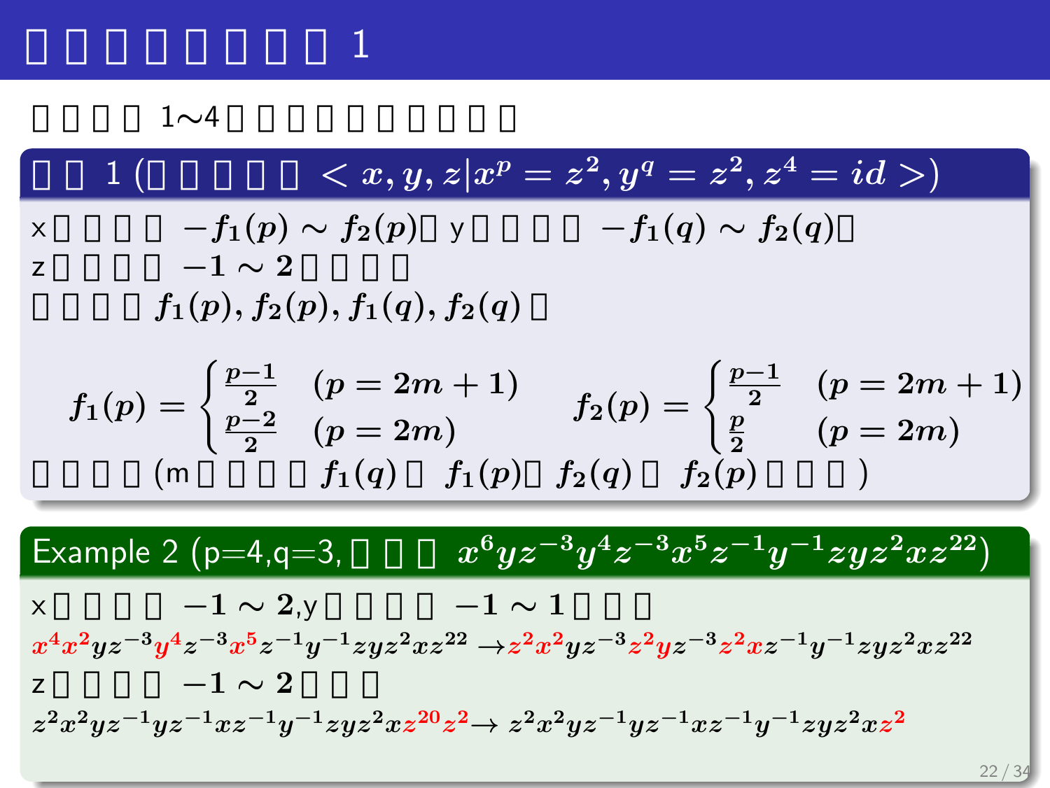# □□□□□□□□ 1

□□□□ 1∼4□□□□□□□□□

**□□ 1 (□□□□□ $< x, y, z | x^p = z^2, y^q = z^2, z^4 = id >$)**

x□□□□ $-f_1(p) \sim f_2(p)$□ y□□□□ $-f_1(q) \sim f_2(q)$□
z□□□□ $-1 \sim 2$□□□□
□□□□ $f_1(p), f_2(p), f_1(q), f_2(q)$□

$$f_1(p) = \begin{cases} \frac{p-1}{2} & (p = 2m+1) \\ \frac{p-2}{2} & (p = 2m) \end{cases} \qquad f_2(p) = \begin{cases} \frac{p-1}{2} & (p = 2m+1) \\ \frac{p}{2} & (p = 2m) \end{cases}$$

□□□□(m□□□□ $f_1(q)$□ $f_1(p)$□ $f_2(q)$□ $f_2(p)$□□□)

**Example 2 (p=4,q=3, □□□ $x^6yz^{-3}y^4z^{-3}x^5z^{-1}y^{-1}zyz^2xz^{22}$)**

x□□□□ $-1 \sim 2$,y□□□□ $-1 \sim 1$□□□

$$x^4x^2yz^{-3}y^4z^{-3}x^5z^{-1}y^{-1}zyz^2xz^{22} \rightarrow z^2x^2yz^{-3}z^2yz^{-3}z^2xz^{-1}y^{-1}zyz^2xz^{22}$$

z□□□□ $-1 \sim 2$□□□

$$z^2x^2yz^{-1}yz^{-1}xz^{-1}y^{-1}zyz^2xz^{20}z^2 \rightarrow z^2x^2yz^{-1}yz^{-1}xz^{-1}y^{-1}zyz^2xz^2$$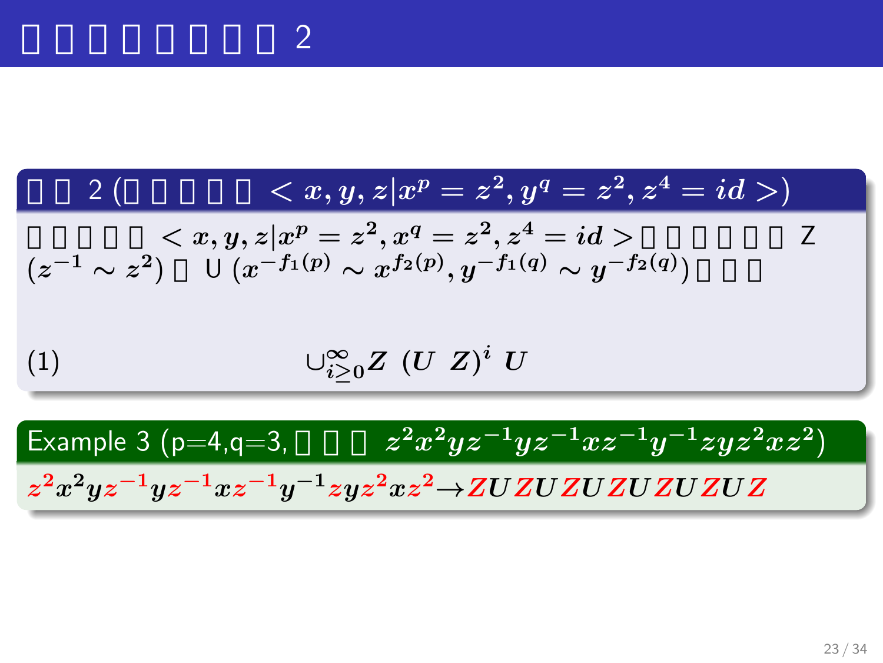# □□□□□□□□ 2

**□□ 2 (□□□□□ $< x, y, z | x^p = z^2, y^q = z^2, z^4 = id >$)**

□□□□□ $< x, y, z | x^p = z^2, x^q = z^2, z^4 = id >$ □□□□□□ Z ($z^{-1} \sim z^2$) □ U ($x^{-f_1(p)} \sim x^{f_2(p)}, y^{-f_1(q)} \sim y^{-f_2(q)}$) □□□

$$\cup_{i \geq 0}^{\infty} Z \ (U \ \ Z)^i \ U \tag{1}$$

**Example 3 (p=4,q=3, □□□ $z^2x^2yz^{-1}yz^{-1}xz^{-1}y^{-1}zyz^2xz^2$)**

$z^2x^2yz^{-1}yz^{-1}xz^{-1}y^{-1}zyz^2xz^2 \rightarrow ZUZUZUZUZUZUZ$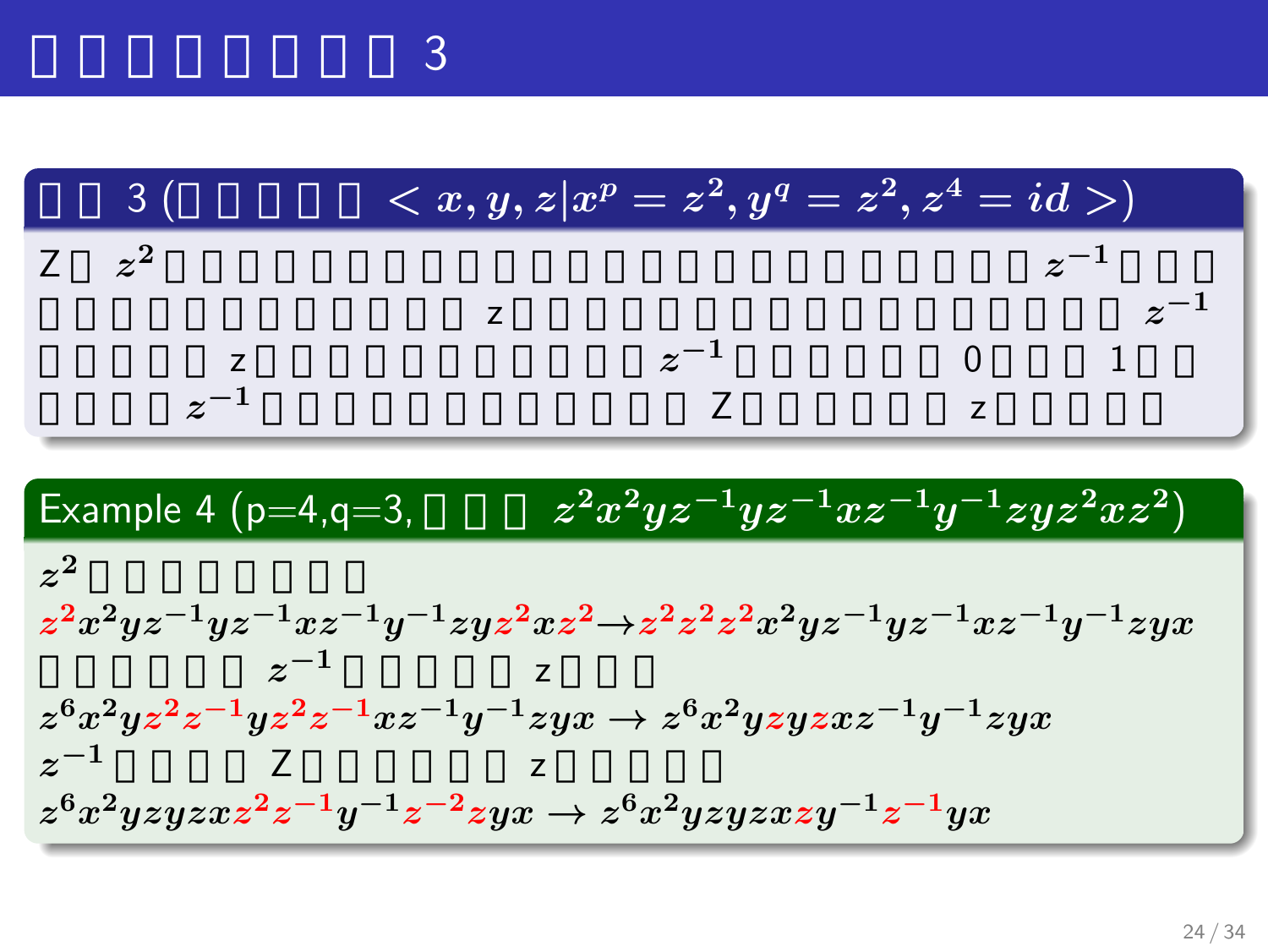# □□□□□□□□ 3

**□□ 3 (□□□□□ $<x, y, z | x^p = z^2, y^q = z^2, z^4 = id>$)**

Z□ $z^2$ □□□□□□□□□□□□□□□□□□□□□□□□ $z^{-1}$ □□□□□□□□□□□□□□□ z□□□□□□□□□□□□□□□□□ $z^{-1}$ □□□□□ z□□□□□□□□□□□ $z^{-1}$ □□□□□ 0□□□ 1□□□□□□ $z^{-1}$ □□□□□□□□□□□□ Z□□□□□ z□□□□□

**Example 4 (p=4,q=3, □□□ $z^2x^2yz^{-1}yz^{-1}xz^{-1}y^{-1}zyz^2xz^2$)**

$z^2$ □□□□□□□□

$z^2x^2yz^{-1}yz^{-1}xz^{-1}y^{-1}zyz^2xz^2 \to z^2z^2z^2x^2yz^{-1}yz^{-1}xz^{-1}y^{-1}zyx$

□□□□□□ $z^{-1}$ □□□□□ z□□□

$z^6x^2yz^2z^{-1}yz^2z^{-1}xz^{-1}y^{-1}zyx \to z^6x^2yzyzxz^{-1}y^{-1}zyx$

$z^{-1}$ □□□□ Z□□□□□□ z□□□□□

$z^6x^2yzyzxz^2z^{-1}y^{-1}z^{-2}zyx \to z^6x^2yzyzxzy^{-1}z^{-1}yx$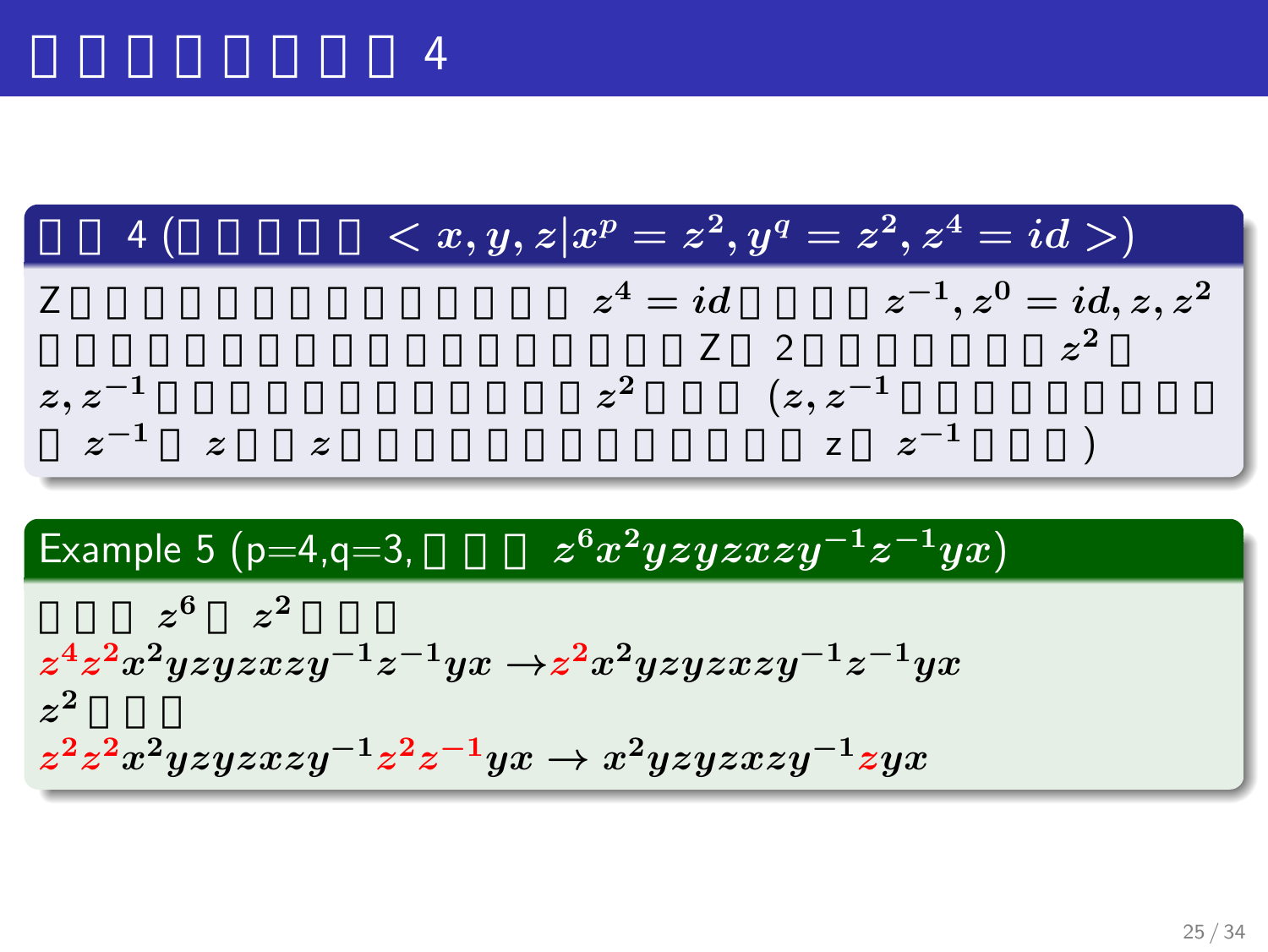# □□□□□□□□ 4

**□□ 4 (□□□□□ $<x,y,z|x^p=z^2,y^q=z^2,z^4=id>$)**

Z□□□□□□□□□□□□□□ $z^4=id$□□□□ $z^{-1}, z^0=id, z, z^2$ □□□□□□□□□□□□□□□□□□Z□ 2□□□□□□□ $z^2$□ $z, z^{-1}$□□□□□□□□□□□□ $z^2$□□□ ($z, z^{-1}$□□□□□□□□□ □ $z^{-1}$□ $z$□□ $z$□□□□□□□□□□□□□ z□ $z^{-1}$□□□)

**Example 5 (p=4,q=3, □□□ $z^6x^2yzyzxzy^{-1}z^{-1}yx$)**

□□□ $z^6$□ $z^2$□□□

$$z^4z^2x^2yzyzxzy^{-1}z^{-1}yx \rightarrow z^2x^2yzyzxzy^{-1}z^{-1}yx$$

$z^2$□□□

$$z^2z^2x^2yzyzxzy^{-1}z^2z^{-1}yx \rightarrow x^2yzyzxzy^{-1}zyx$$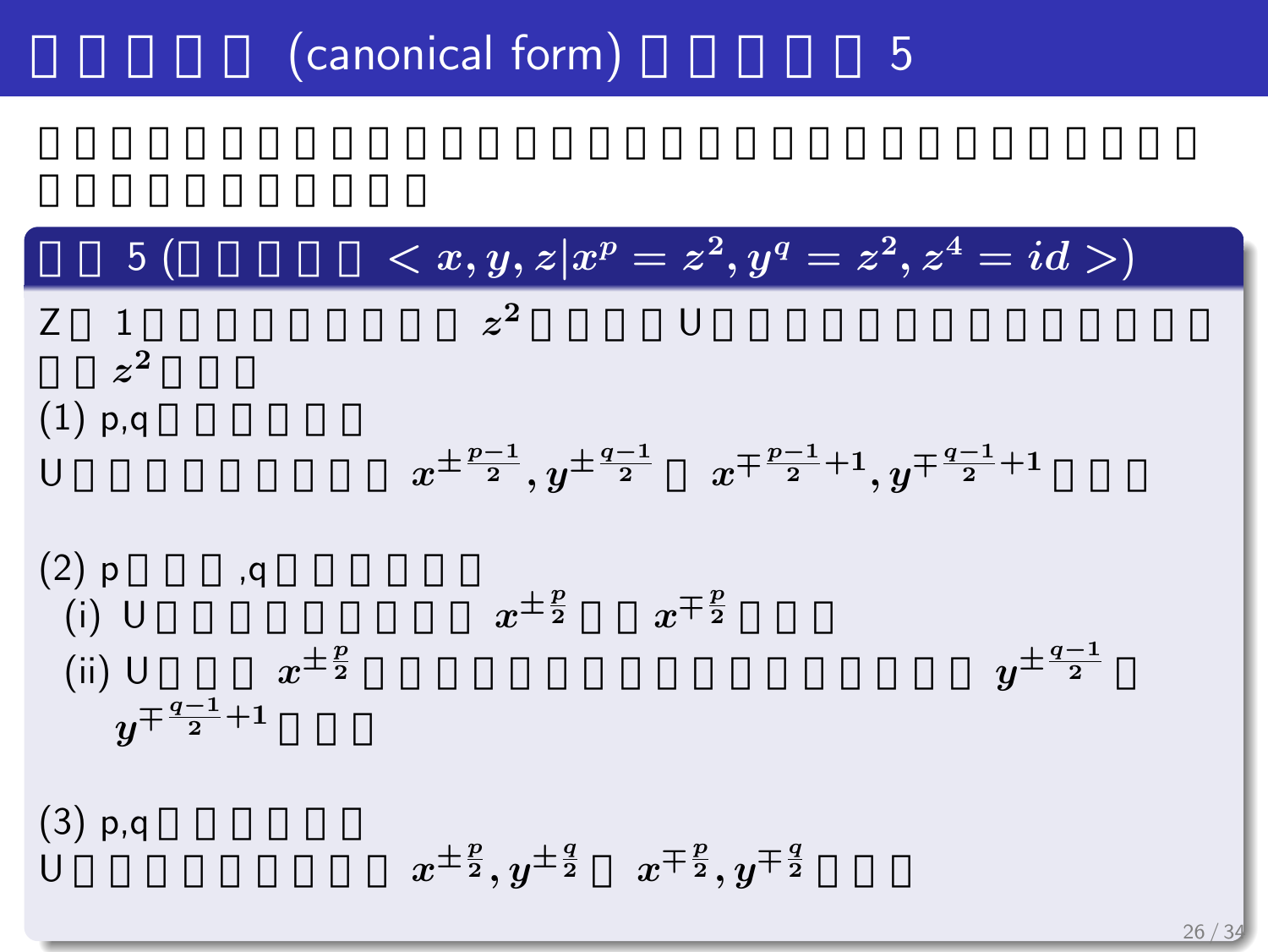# □□□□□ (canonical form) □□□□□ 5

□□□□□□□□□□□□□□□□□□□□□□□□□□□□□□□□
□□□□□□□□□□□

## □□ 5 (□□□□□ $< x, y, z | x^p = z^2, y^q = z^2, z^4 = id >$)

Z□ 1□□□□□□□□□ $z^2$ □□□□U□□□□□□□□□□□□□□
□□ $z^2$ □□□

(1) p,q□□□□□□

U□□□□□□□□□ $x^{\pm\frac{p-1}{2}}, y^{\pm\frac{q-1}{2}}$ □ $x^{\mp\frac{p-1}{2}+1}, y^{\mp\frac{q-1}{2}+1}$ □□□

(2) p□□□,q□□□□□□

(i) U□□□□□□□□□ $x^{\pm\frac{p}{2}}$ □□ $x^{\mp\frac{p}{2}}$ □□□

(ii) U□□□ $x^{\pm\frac{p}{2}}$ □□□□□□□□□□□□□□□□□□ $y^{\pm\frac{q-1}{2}}$ □ $y^{\mp\frac{q-1}{2}+1}$ □□□

(3) p,q□□□□□□

U□□□□□□□□□ $x^{\pm\frac{p}{2}}, y^{\pm\frac{q}{2}}$ □ $x^{\mp\frac{p}{2}}, y^{\mp\frac{q}{2}}$ □□□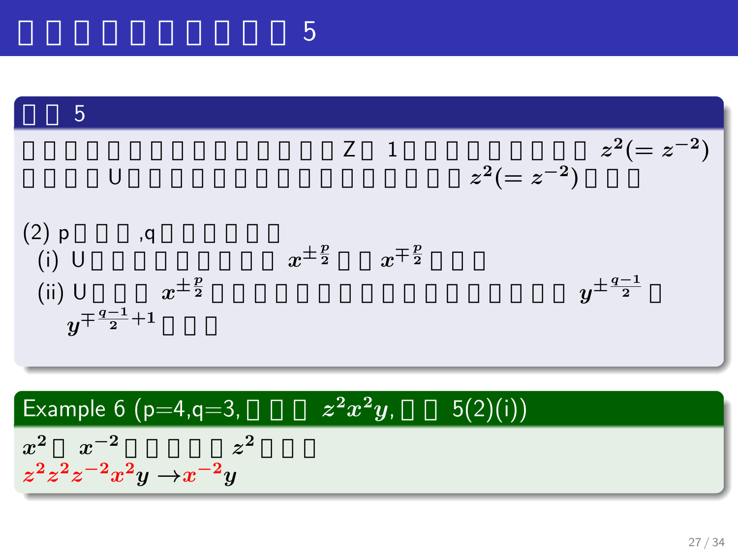# □□□□□□□□□□ 5

## □□ 5

□□□□□□□□□□□□□□□Z□ 1□□□□□□□□ $z^2(=z^{-2})$
□□□□U□□□□□□□□□□□□□□□□ $z^2(=z^{-2})$ □□□

(2) p□□□,q□□□□□□

(i) U□□□□□□□□□ $x^{\pm\frac{p}{2}}$ □□ $x^{\mp\frac{p}{2}}$ □□□

(ii) U□□□ $x^{\pm\frac{p}{2}}$ □□□□□□□□□□□□□□□□□ $y^{\pm\frac{q-1}{2}}$ □ $y^{\mp\frac{q-1}{2}+1}$ □□□

## Example 6 (p=4,q=3,□□□ $z^2x^2y$,□□ 5(2)(i))

$x^2$ □ $x^{-2}$ □□□□□ $z^2$ □□□

$z^2z^2z^{-2}x^2y \to x^{-2}y$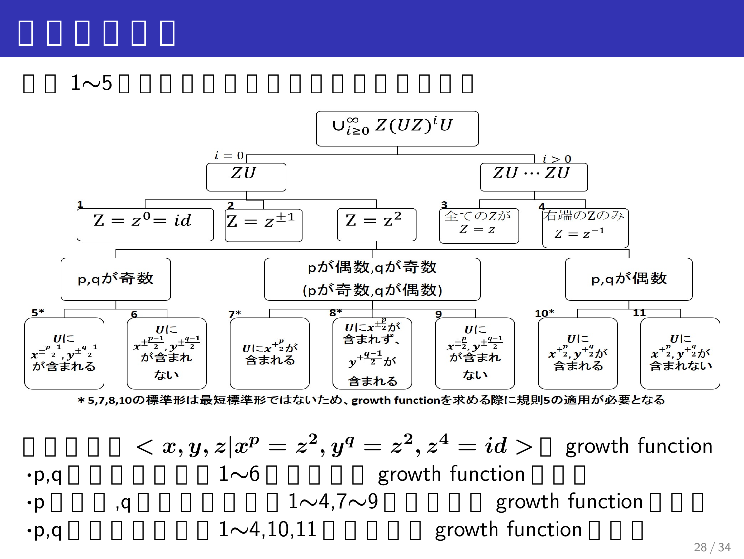# □□□□□□

□□ 1∼5□□□□□□□□□□□□□□□□□

- $\cup_{i\geq 0}^{\infty} Z(UZ)^i U$
  - $i=0$: $ZU$
    - 1: $Z=z^0=id$
    - 2: $Z=z^{\pm 1}$
    - $Z=z^2$
      - p,qが奇数
        - 5*: $U$に $x^{\pm\frac{p-1}{2}}, y^{\pm\frac{q-1}{2}}$ が含まれる
        - 6: $U$に $x^{\pm\frac{p-1}{2}}, y^{\pm\frac{q-1}{2}}$ が含まれない
      - pが偶数,qが奇数 (pが奇数,qが偶数)
        - 7*: $U$に $x^{\pm\frac{p}{2}}$ が含まれる
        - 8*: $U$に $x^{\pm\frac{p}{2}}$ が含まれず、$y^{\pm\frac{q-1}{2}}$ が含まれる
        - 9: $U$に $x^{\pm\frac{p}{2}}, y^{\pm\frac{q-1}{2}}$ が含まれない
      - p,qが偶数
        - 10*: $U$に $x^{\pm\frac{p}{2}}, y^{\pm\frac{q}{2}}$ が含まれる
        - 11: $U$に $x^{\pm\frac{p}{2}}, y^{\pm\frac{q}{2}}$ が含まれない
  - $i>0$: $ZU\cdots ZU$
    - 3: 全てのZが $Z=z$
    - 4: 右端のZのみ $Z=z^{-1}$

＊5,7,8,10の標準形は最短標準形ではないため、growth functionを求める際に規則5の適用が必要となる

□□□□□ $<x,y,z|x^p=z^2, y^q=z^2, z^4=id>$ □ growth function

- p,q□□□□□□□1∼6□□□□□ growth function□□□
- p□□□,q□□□□□□□1∼4,7∼9□□□□□ growth function□□□
- p,q□□□□□□□1∼4,10,11□□□□□ growth function□□□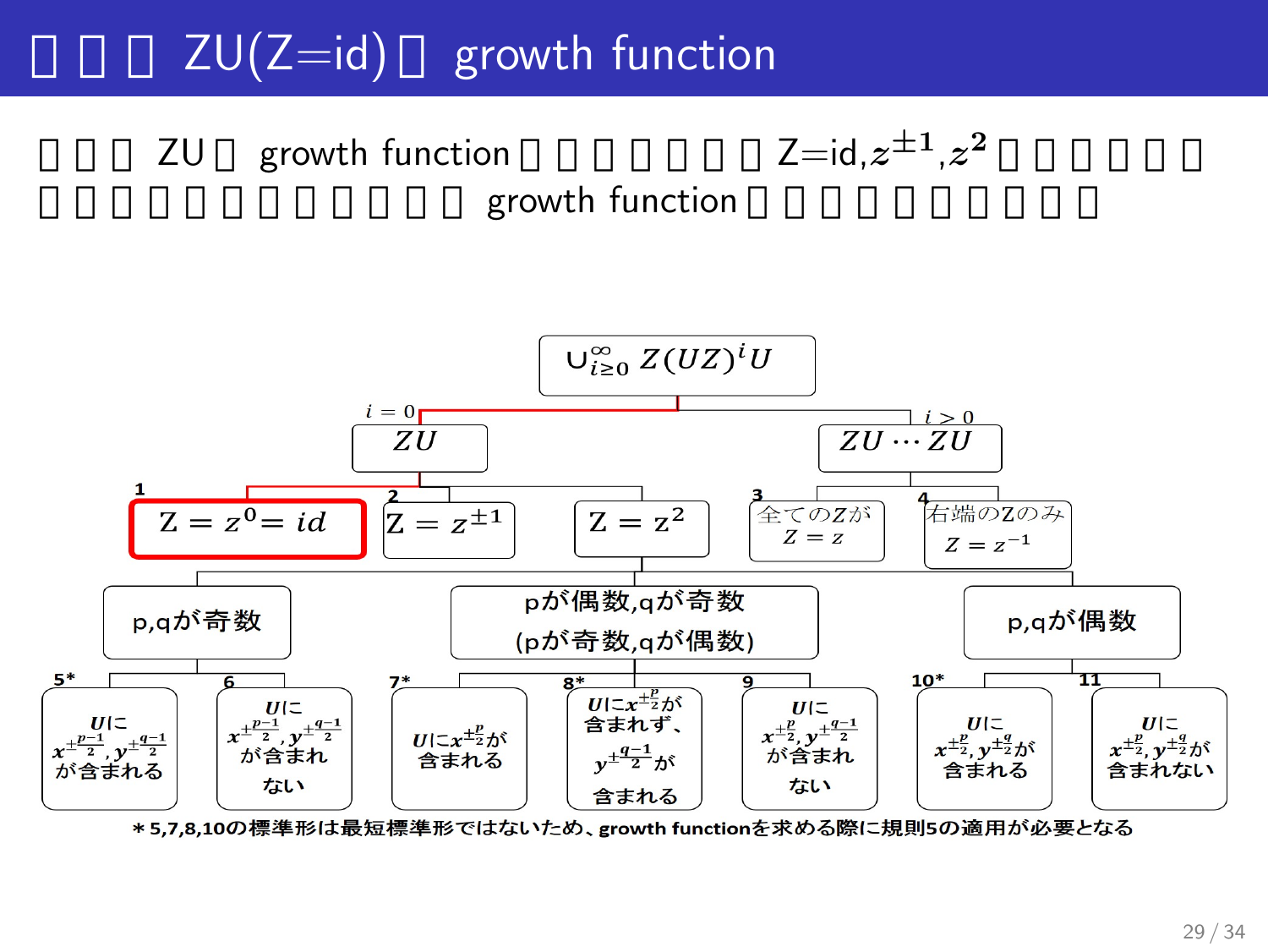# □ □ □ ZU(Z=id) □ growth function

□ □ □ ZU □ growth function □ □ □ □ □ □ □ Z=id,$z^{\pm1}$,$z^{2}$ □ □ □ □ □ □ □ □ □ □ □ □ □ □ □ □ □ □ □ □ □ growth function □ □ □ □ □ □ □ □ □ □

- $\cup_{i\geq 0}^{\infty} Z(UZ)^{i}U$
  - $i=0$: $ZU$
    - 1: $Z=z^{0}=id$
    - 2: $Z=z^{\pm1}$
    - $Z=z^{2}$
  - $i>0$: $ZU\cdots ZU$
    - 3: 全てのZが $Z=z$
    - 4: 右端のZのみ $Z=z^{-1}$

- p,qが奇数
  - 5*: $U$に $x^{\pm\frac{p-1}{2}},y^{\pm\frac{q-1}{2}}$ が含まれる
  - 6: $U$に $x^{\pm\frac{p-1}{2}},y^{\pm\frac{q-1}{2}}$ が含まれない
- pが偶数,qが奇数 (pが奇数,qが偶数)
  - 7*: $U$に$x^{\pm\frac{p}{2}}$が含まれる
  - 8*: $U$に$x^{\pm\frac{p}{2}}$が含まれず、$y^{\pm\frac{q-1}{2}}$が含まれる
  - 9: $U$に $x^{\pm\frac{p}{2}},y^{\pm\frac{q-1}{2}}$ が含まれない
- p,qが偶数
  - 10*: $U$に $x^{\pm\frac{p}{2}},y^{\pm\frac{q}{2}}$が含まれる
  - 11: $U$に $x^{\pm\frac{p}{2}},y^{\pm\frac{q}{2}}$が含まれない

＊5,7,8,10の標準形は最短標準形ではないため、growth functionを求める際に規則5の適用が必要となる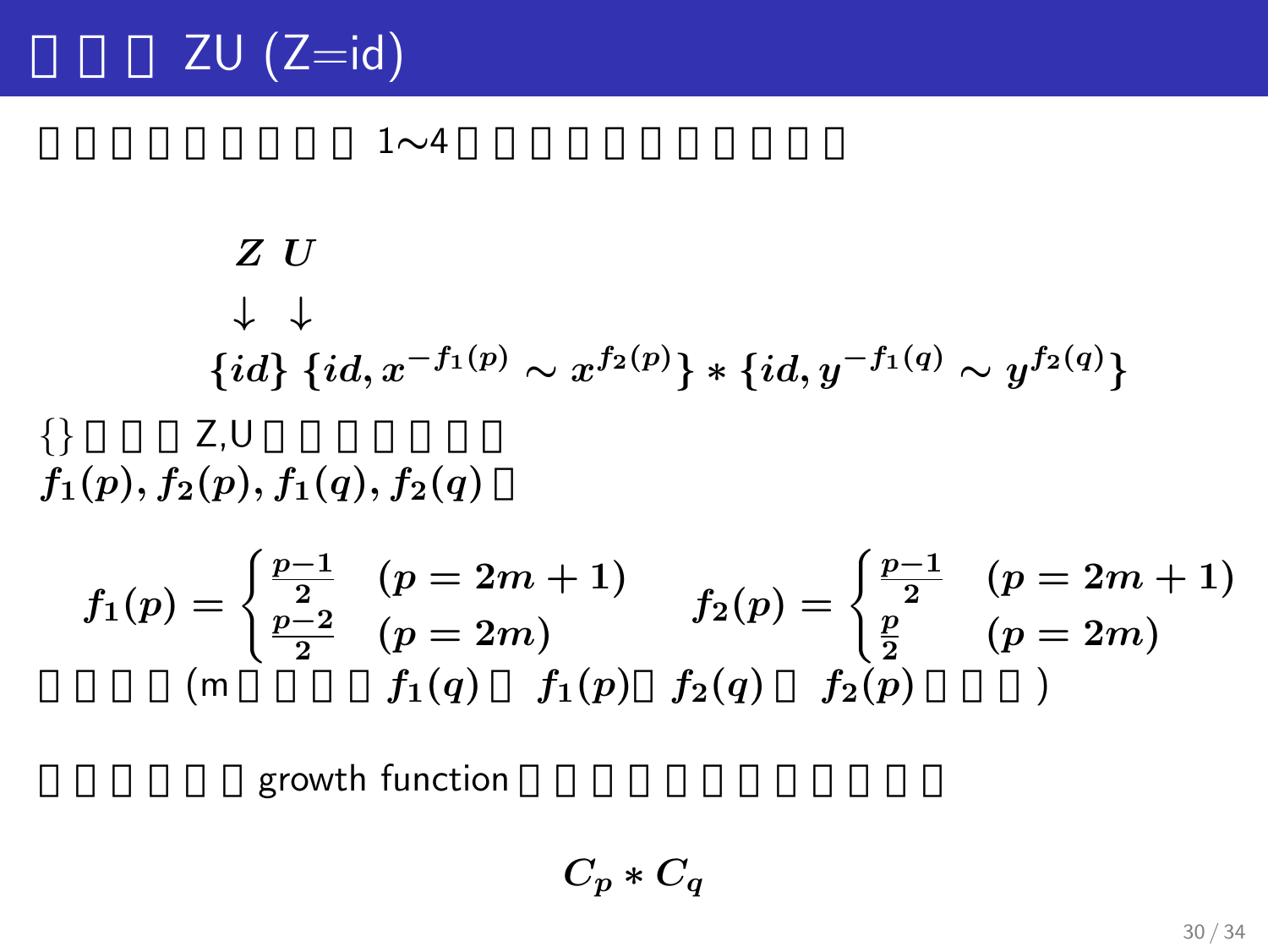# □ □ □ ZU (Z=id)

□ □ □ □ □ □ □ □ □ 1∼4 □ □ □ □ □ □ □ □ □ □

$$
\begin{array}{ll}
Z & U \\
\downarrow & \downarrow \\
\{id\} & \{id, x^{-f_1(p)} \sim x^{f_2(p)}\} * \{id, y^{-f_1(q)} \sim y^{f_2(q)}\}
\end{array}
$$

{} □ □ □ Z,U □ □ □ □ □ □ □
$f_1(p), f_2(p), f_1(q), f_2(q)$ □

$$
f_1(p) = \begin{cases} \frac{p-1}{2} & (p = 2m+1) \\ \frac{p-2}{2} & (p = 2m) \end{cases} \qquad f_2(p) = \begin{cases} \frac{p-1}{2} & (p = 2m+1) \\ \frac{p}{2} & (p = 2m) \end{cases}
$$

□ □ □ □ (m □ □ □ □ $f_1(q)$ □ $f_1(p)$□ $f_2(q)$ □ $f_2(p)$ □ □ □ )

□ □ □ □ □ □ growth function □ □ □ □ □ □ □ □ □ □ □ □

$$
C_p * C_q
$$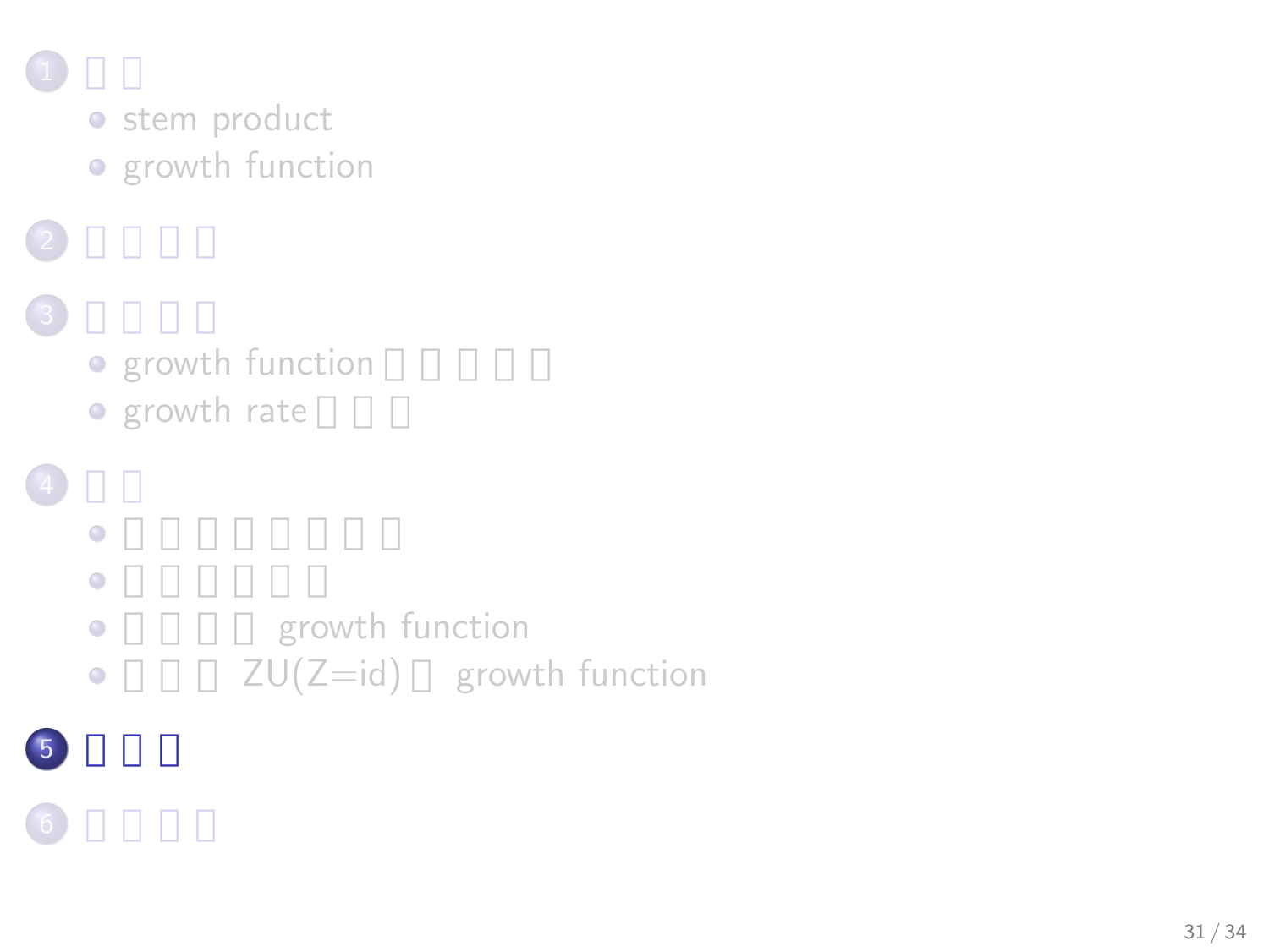1. □ □
   - stem product
   - growth function
2. □ □ □ □
3. □ □ □ □
   - growth function □ □ □ □ □
   - growth rate □ □ □
4. □ □
   - □ □ □ □ □ □ □ □
   - □ □ □ □ □ □
   - □ □ □ □ growth function
   - □ □ □ ZU(Z=id) □ growth function
5. **□ □ □**
6. □ □ □ □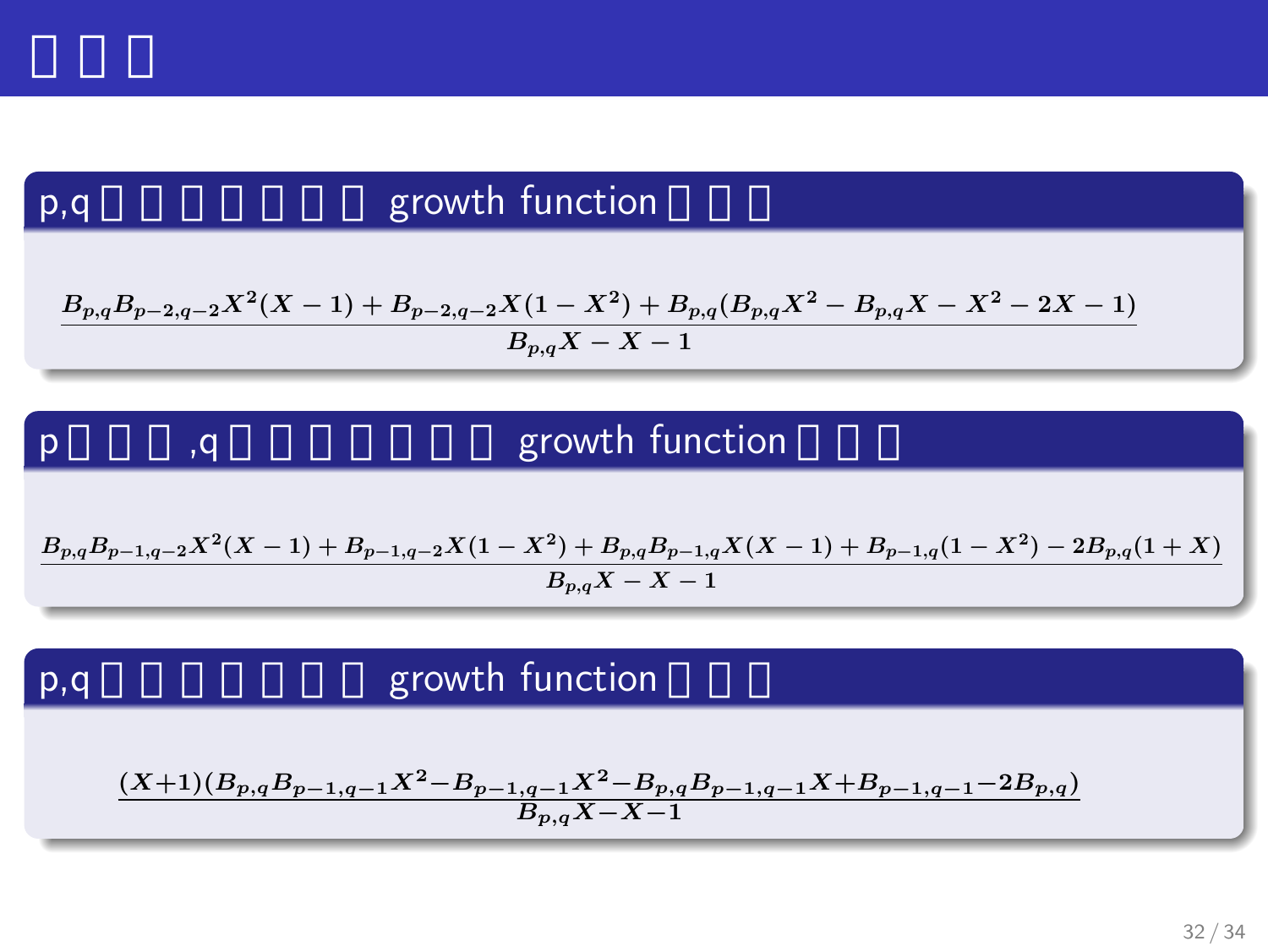# □ □ □

## p,q □ □ □ □ □ □ □ growth function □ □ □

$$\frac{B_{p,q}B_{p-2,q-2}X^2(X-1)+B_{p-2,q-2}X(1-X^2)+B_{p,q}(B_{p,q}X^2-B_{p,q}X-X^2-2X-1)}{B_{p,q}X-X-1}$$

## p □ □ □ ,q □ □ □ □ □ □ □ growth function □ □ □

$$\frac{B_{p,q}B_{p-1,q-2}X^2(X-1)+B_{p-1,q-2}X(1-X^2)+B_{p,q}B_{p-1,q}X(X-1)+B_{p-1,q}(1-X^2)-2B_{p,q}(1+X)}{B_{p,q}X-X-1}$$

## p,q □ □ □ □ □ □ □ growth function □ □ □

$$\frac{(X+1)(B_{p,q}B_{p-1,q-1}X^2-B_{p-1,q-1}X^2-B_{p,q}B_{p-1,q-1}X+B_{p-1,q-1}-2B_{p,q})}{B_{p,q}X-X-1}$$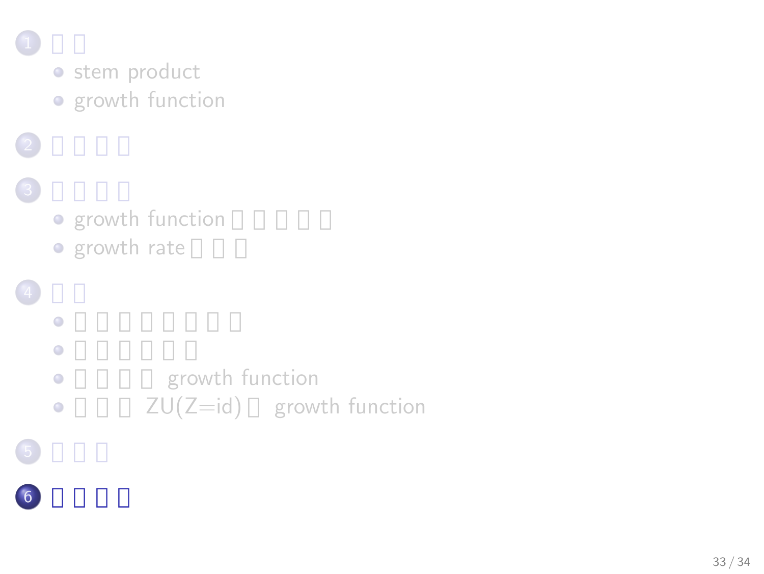1. □ □
   - stem product
   - growth function
2. □ □ □ □
3. □ □ □ □
   - growth function □ □ □ □ □
   - growth rate □ □ □
4. □ □
   - □ □ □ □ □ □ □ □
   - □ □ □ □ □ □
   - □ □ □ □ growth function
   - □ □ □ ZU(Z=id) □ growth function
5. □ □ □
6. **□ □ □ □**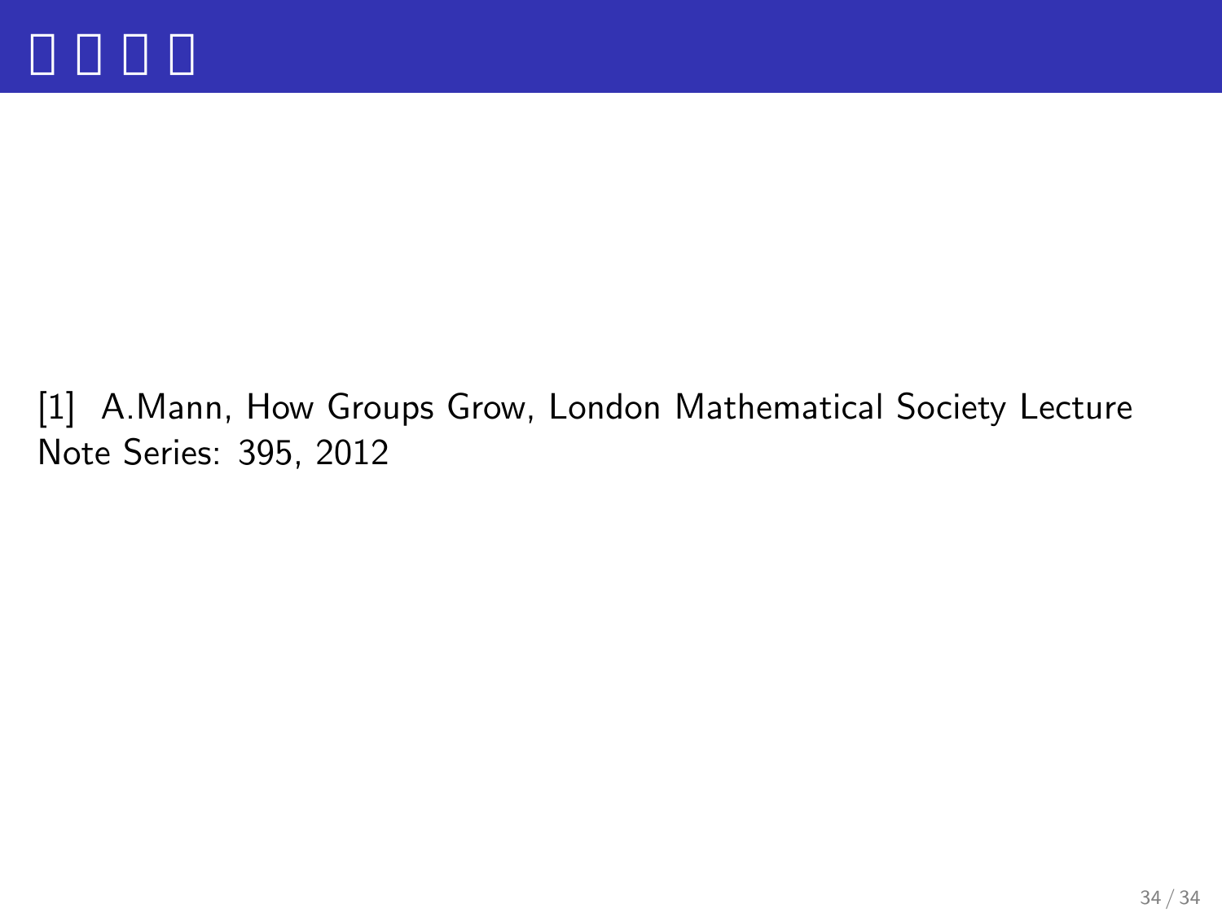[1] A.Mann, How Groups Grow, London Mathematical Society Lecture Note Series: 395, 2012